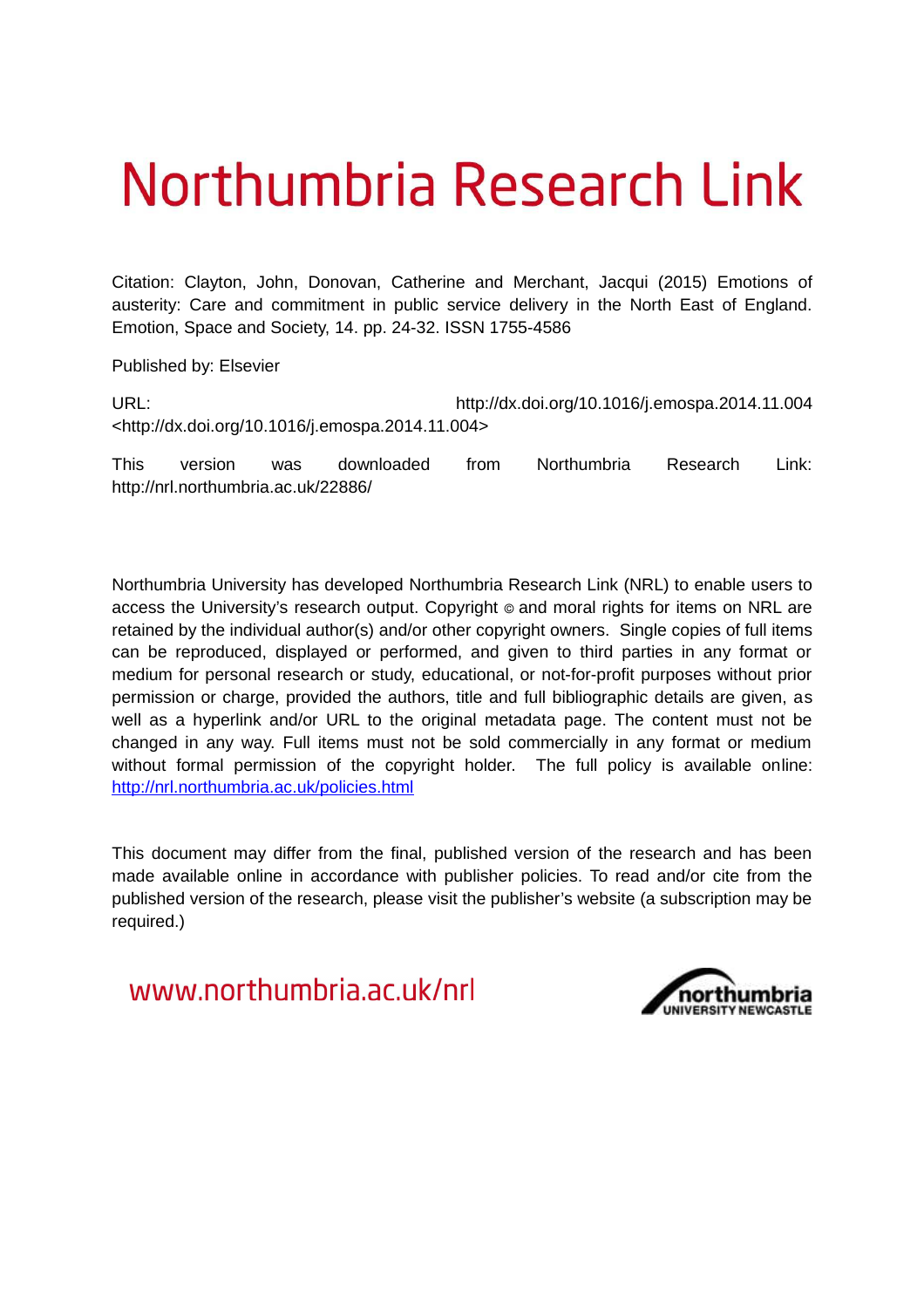# Northumbria Research Link

Citation: Clayton, John, Donovan, Catherine and Merchant, Jacqui (2015) Emotions of austerity: Care and commitment in public service delivery in the North East of England. Emotion, Space and Society, 14. pp. 24-32. ISSN 1755-4586

Published by: Elsevier

URL: http://dx.doi.org/10.1016/j.emospa.2014.11.004 <http://dx.doi.org/10.1016/j.emospa.2014.11.004>

This version was downloaded from Northumbria Research Link: http://nrl.northumbria.ac.uk/22886/

Northumbria University has developed Northumbria Research Link (NRL) to enable users to access the University's research output. Copyright © and moral rights for items on NRL are retained by the individual author(s) and/or other copyright owners. Single copies of full items can be reproduced, displayed or performed, and given to third parties in any format or medium for personal research or study, educational, or not-for-profit purposes without prior permission or charge, provided the authors, title and full bibliographic details are given, as well as a hyperlink and/or URL to the original metadata page. The content must not be changed in any way. Full items must not be sold commercially in any format or medium without formal permission of the copyright holder. The full policy is available online: http://nrl.northumbria.ac.uk/policies.html

This document may differ from the final, published version of the research and has been made available online in accordance with publisher policies. To read and/or cite from the published version of the research, please visit the publisher's website (a subscription may be required.)

www.northumbria.ac.uk/nrl

northumbria UNIVERSITY NEWCASTLE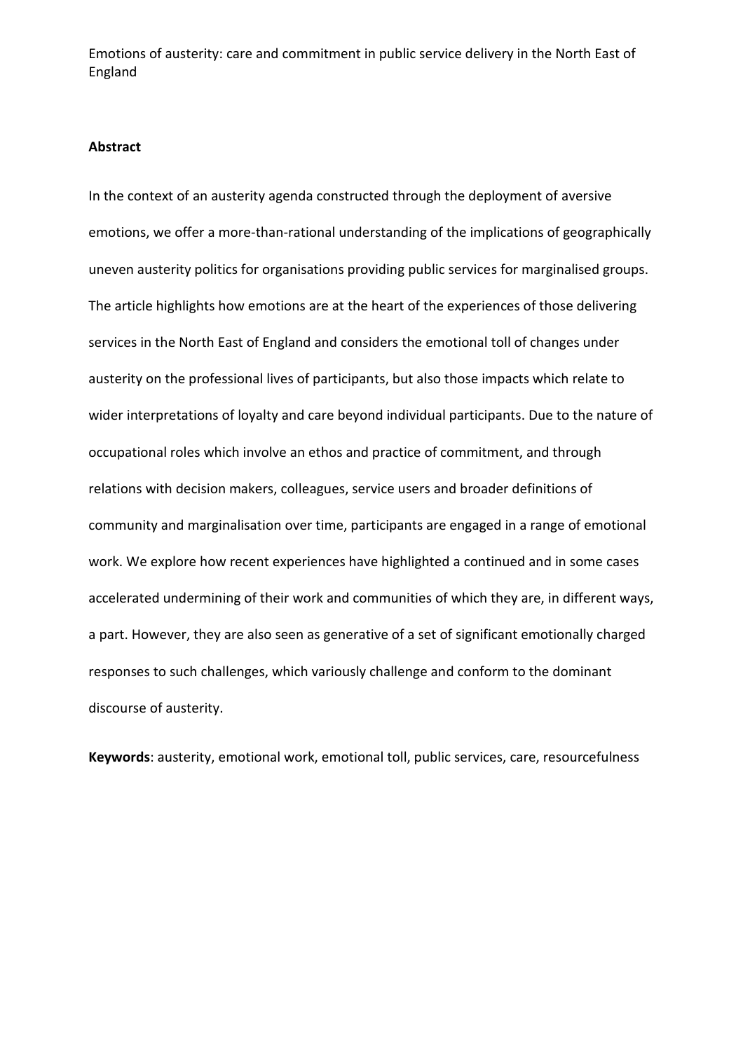Emotions of austerity: care and commitment in public service delivery in the North East of England

**Abstract**

In the context of an austerity agenda constructed through the deployment of aversive emotions, we offer a more-than-rational understanding of the implications of geographically uneven austerity politics for organisations providing public services for marginalised groups. The article highlights how emotions are at the heart of the experiences of those delivering services in the North East of England and considers the emotional toll of changes under austerity on the professional lives of participants, but also those impacts which relate to wider interpretations of loyalty and care beyond individual participants. Due to the nature of occupational roles which involve an ethos and practice of commitment, and through relations with decision makers, colleagues, service users and broader definitions of community and marginalisation over time, participants are engaged in a range of emotional work. We explore how recent experiences have highlighted a continued and in some cases accelerated undermining of their work and communities of which they are, in different ways, a part. However, they are also seen as generative of a set of significant emotionally charged responses to such challenges, which variously challenge and conform to the dominant discourse of austerity.

**Keywords**: austerity, emotional work, emotional toll, public services, care, resourcefulness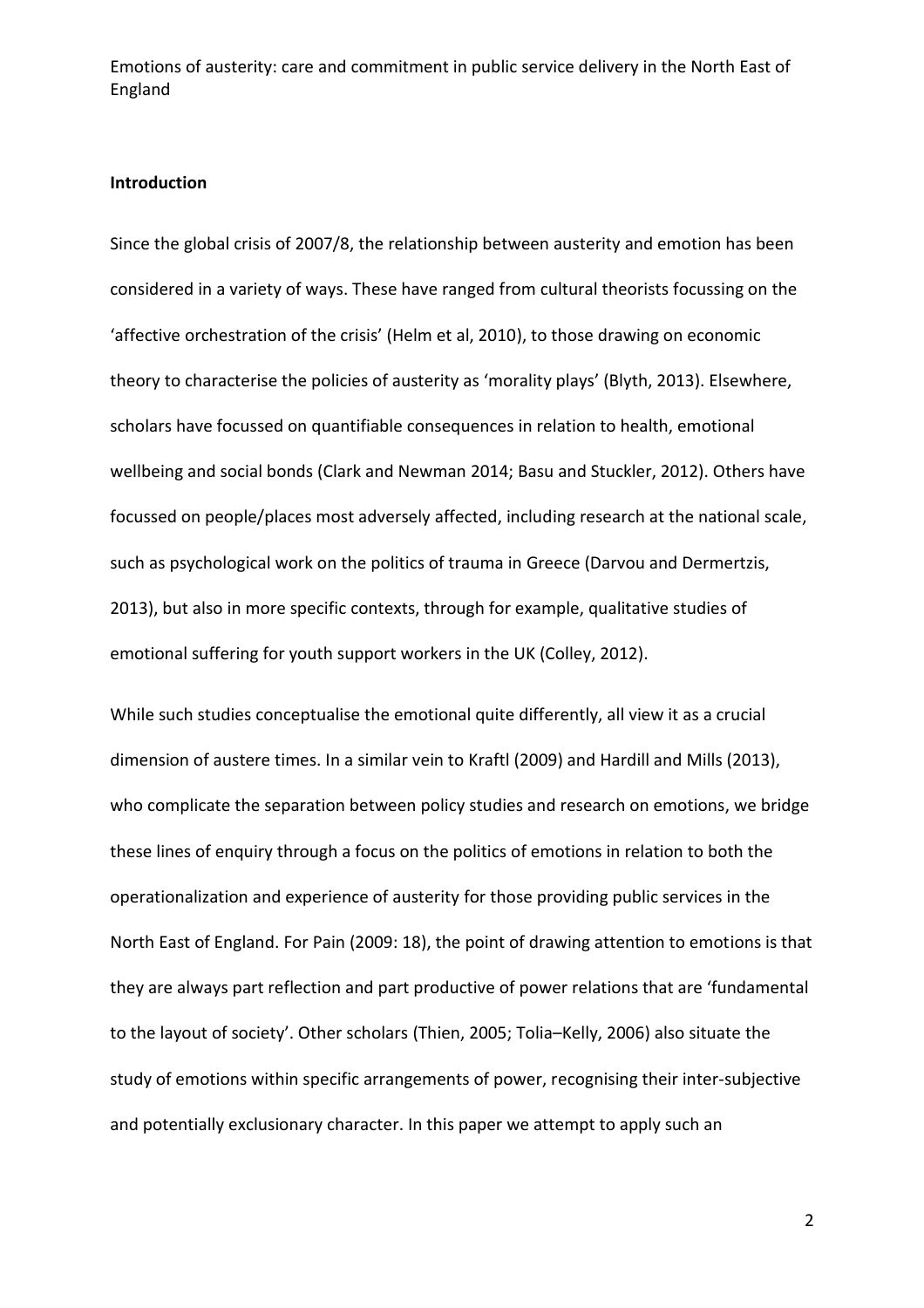Emotions of austerity: care and commitment in public service delivery in the North East of England

## Introduction

Since the global crisis of 2007/8, the relationship between austerity and emotion has been considered in a variety of ways. These have ranged from cultural theorists focussing on the 'affective orchestration of the crisis' (Helm et al, 2010), to those drawing on economic theory to characterise the policies of austerity as 'morality plays' (Blyth, 2013). Elsewhere, scholars have focussed on quantifiable consequences in relation to health, emotional wellbeing and social bonds (Clark and Newman 2014; Basu and Stuckler, 2012). Others have focussed on people/places most adversely affected, including research at the national scale, such as psychological work on the politics of trauma in Greece (Darvou and Dermertzis, 2013), but also in more specific contexts, through for example, qualitative studies of emotional suffering for youth support workers in the UK (Colley, 2012).

While such studies conceptualise the emotional quite differently, all view it as a crucial dimension of austere times. In a similar vein to Kraftl (2009) and Hardill and Mills (2013), who complicate the separation between policy studies and research on emotions, we bridge these lines of enquiry through a focus on the politics of emotions in relation to both the operationalization and experience of austerity for those providing public services in the North East of England. For Pain (2009: 18), the point of drawing attention to emotions is that they are always part reflection and part productive of power relations that are 'fundamental to the layout of society'. Other scholars (Thien, 2005; Tolia–Kelly, 2006) also situate the study of emotions within specific arrangements of power, recognising their inter-subjective and potentially exclusionary character. In this paper we attempt to apply such an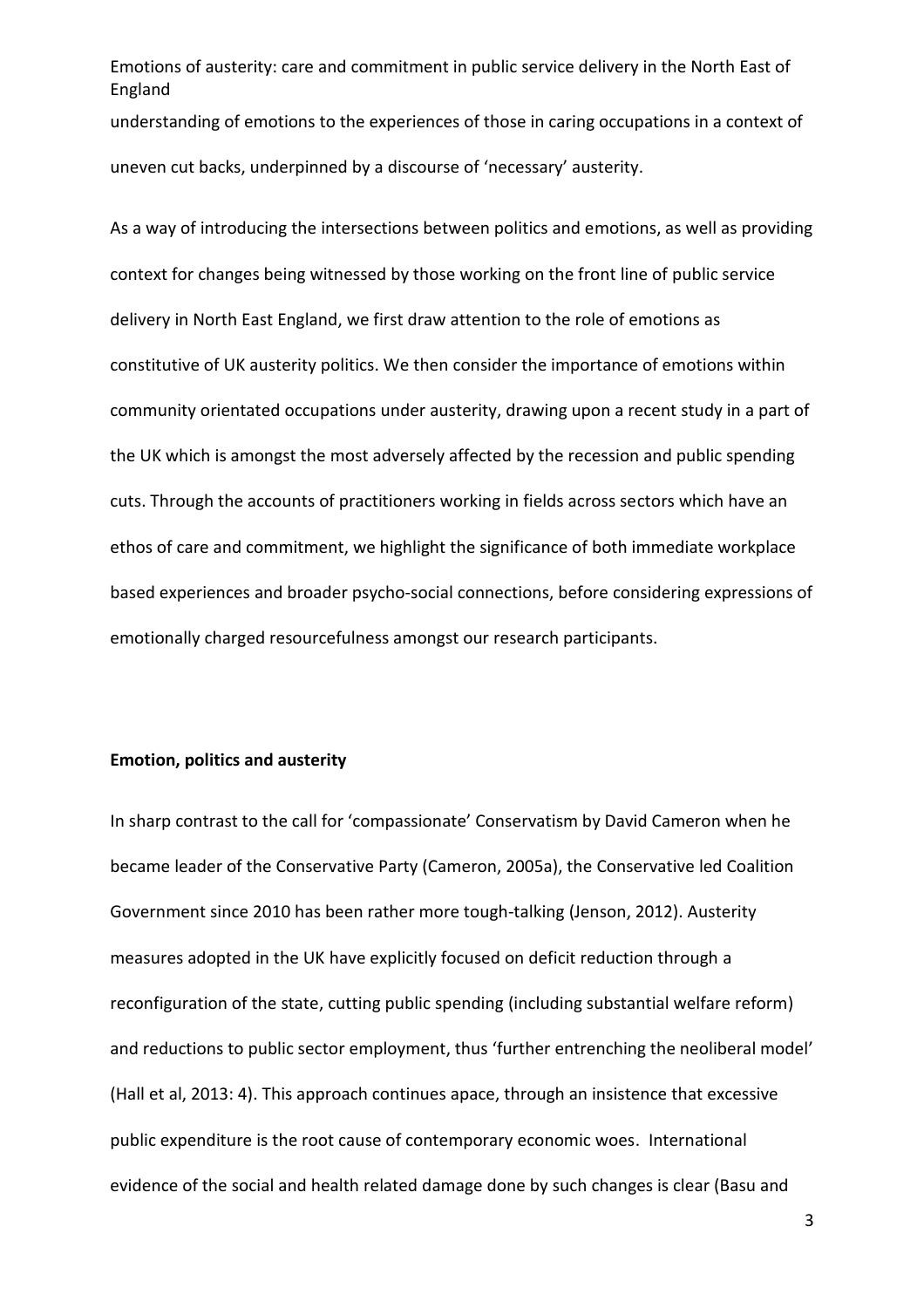understanding of emotions to the experiences of those in caring occupations in a context of uneven cut backs, underpinned by a discourse of 'necessary' austerity.

As a way of introducing the intersections between politics and emotions, as well as providing context for changes being witnessed by those working on the front line of public service delivery in North East England, we first draw attention to the role of emotions as constitutive of UK austerity politics. We then consider the importance of emotions within community orientated occupations under austerity, drawing upon a recent study in a part of the UK which is amongst the most adversely affected by the recession and public spending cuts. Through the accounts of practitioners working in fields across sectors which have an ethos of care and commitment, we highlight the significance of both immediate workplace based experiences and broader psycho-social connections, before considering expressions of emotionally charged resourcefulness amongst our research participants.

**Emotion, politics and austerity**

In sharp contrast to the call for 'compassionate' Conservatism by David Cameron when he became leader of the Conservative Party (Cameron, 2005a), the Conservative led Coalition Government since 2010 has been rather more tough-talking (Jenson, 2012). Austerity measures adopted in the UK have explicitly focused on deficit reduction through a reconfiguration of the state, cutting public spending (including substantial welfare reform) and reductions to public sector employment, thus 'further entrenching the neoliberal model' (Hall et al, 2013: 4). This approach continues apace, through an insistence that excessive public expenditure is the root cause of contemporary economic woes. International evidence of the social and health related damage done by such changes is clear (Basu and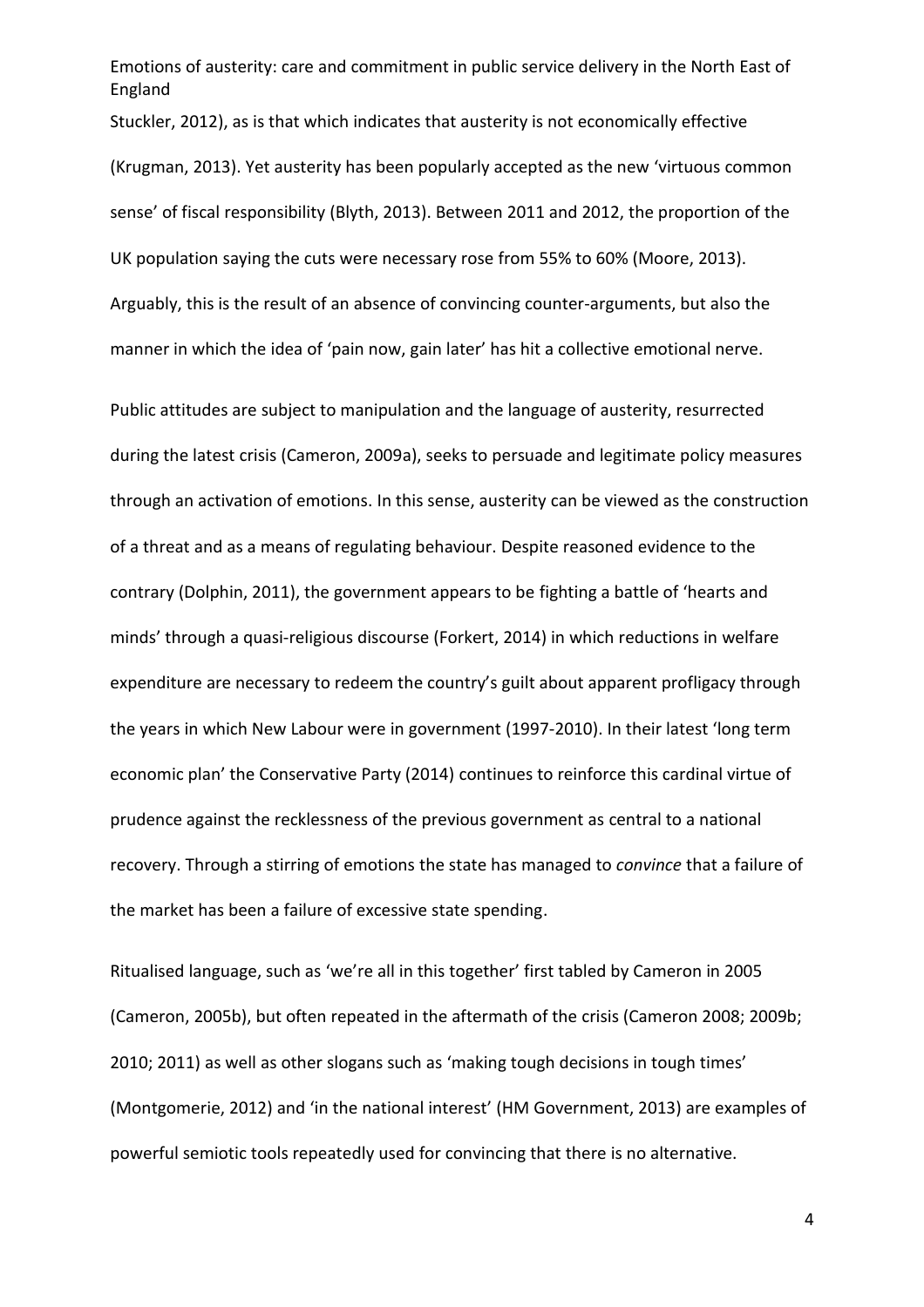Stuckler, 2012), as is that which indicates that austerity is not economically effective (Krugman, 2013). Yet austerity has been popularly accepted as the new 'virtuous common sense' of fiscal responsibility (Blyth, 2013). Between 2011 and 2012, the proportion of the UK population saying the cuts were necessary rose from 55% to 60% (Moore, 2013). Arguably, this is the result of an absence of convincing counter-arguments, but also the manner in which the idea of 'pain now, gain later' has hit a collective emotional nerve.

Public attitudes are subject to manipulation and the language of austerity, resurrected during the latest crisis (Cameron, 2009a), seeks to persuade and legitimate policy measures through an activation of emotions. In this sense, austerity can be viewed as the construction of a threat and as a means of regulating behaviour. Despite reasoned evidence to the contrary (Dolphin, 2011), the government appears to be fighting a battle of 'hearts and minds' through a quasi-religious discourse (Forkert, 2014) in which reductions in welfare expenditure are necessary to redeem the country's guilt about apparent profligacy through the years in which New Labour were in government (1997-2010). In their latest 'long term economic plan' the Conservative Party (2014) continues to reinforce this cardinal virtue of prudence against the recklessness of the previous government as central to a national recovery. Through a stirring of emotions the state has managed to *convince* that a failure of the market has been a failure of excessive state spending.

Ritualised language, such as 'we're all in this together' first tabled by Cameron in 2005 (Cameron, 2005b), but often repeated in the aftermath of the crisis (Cameron 2008; 2009b; 2010; 2011) as well as other slogans such as 'making tough decisions in tough times' (Montgomerie, 2012) and 'in the national interest' (HM Government, 2013) are examples of powerful semiotic tools repeatedly used for convincing that there is no alternative.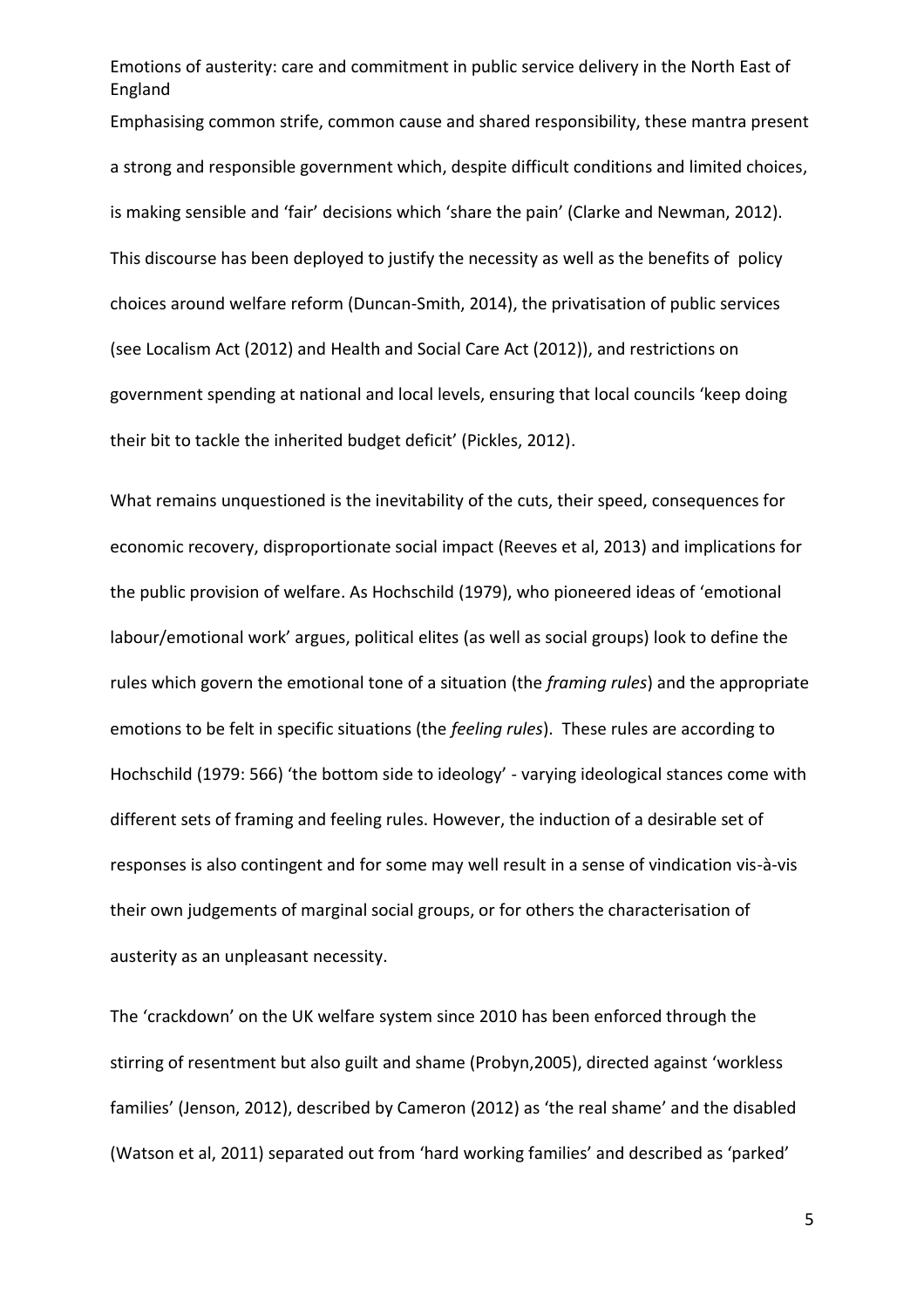Emphasising common strife, common cause and shared responsibility, these mantra present a strong and responsible government which, despite difficult conditions and limited choices, is making sensible and 'fair' decisions which 'share the pain' (Clarke and Newman, 2012). This discourse has been deployed to justify the necessity as well as the benefits of policy choices around welfare reform (Duncan-Smith, 2014), the privatisation of public services (see Localism Act (2012) and Health and Social Care Act (2012)), and restrictions on government spending at national and local levels, ensuring that local councils 'keep doing their bit to tackle the inherited budget deficit' (Pickles, 2012).

What remains unquestioned is the inevitability of the cuts, their speed, consequences for economic recovery, disproportionate social impact (Reeves et al, 2013) and implications for the public provision of welfare. As Hochschild (1979), who pioneered ideas of 'emotional labour/emotional work' argues, political elites (as well as social groups) look to define the rules which govern the emotional tone of a situation (the *framing rules*) and the appropriate emotions to be felt in specific situations (the *feeling rules*). These rules are according to Hochschild (1979: 566) 'the bottom side to ideology' - varying ideological stances come with different sets of framing and feeling rules. However, the induction of a desirable set of responses is also contingent and for some may well result in a sense of vindication vis-à-vis their own judgements of marginal social groups, or for others the characterisation of austerity as an unpleasant necessity.

The 'crackdown' on the UK welfare system since 2010 has been enforced through the stirring of resentment but also guilt and shame (Probyn,2005), directed against 'workless families' (Jenson, 2012), described by Cameron (2012) as 'the real shame' and the disabled (Watson et al, 2011) separated out from 'hard working families' and described as 'parked'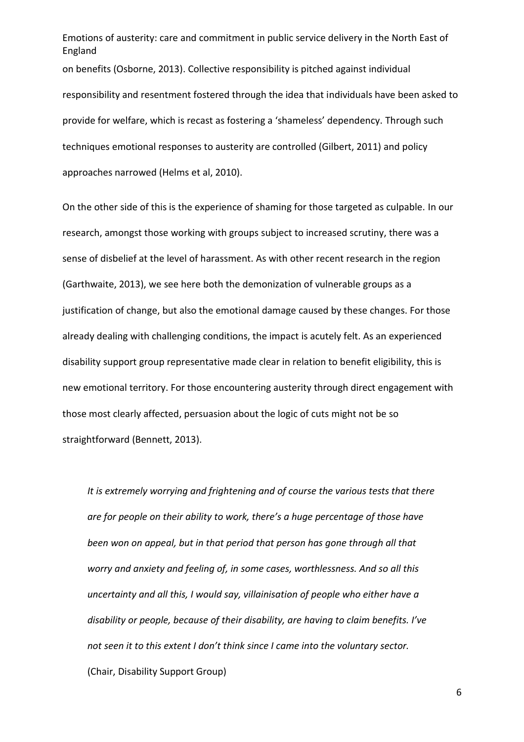on benefits (Osborne, 2013). Collective responsibility is pitched against individual responsibility and resentment fostered through the idea that individuals have been asked to provide for welfare, which is recast as fostering a 'shameless' dependency. Through such techniques emotional responses to austerity are controlled (Gilbert, 2011) and policy approaches narrowed (Helms et al, 2010).

On the other side of this is the experience of shaming for those targeted as culpable. In our research, amongst those working with groups subject to increased scrutiny, there was a sense of disbelief at the level of harassment. As with other recent research in the region (Garthwaite, 2013), we see here both the demonization of vulnerable groups as a justification of change, but also the emotional damage caused by these changes. For those already dealing with challenging conditions, the impact is acutely felt. As an experienced disability support group representative made clear in relation to benefit eligibility, this is new emotional territory. For those encountering austerity through direct engagement with those most clearly affected, persuasion about the logic of cuts might not be so straightforward (Bennett, 2013).

> *It is extremely worrying and frightening and of course the various tests that there are for people on their ability to work, there's a huge percentage of those have been won on appeal, but in that period that person has gone through all that worry and anxiety and feeling of, in some cases, worthlessness. And so all this uncertainty and all this, I would say, villainisation of people who either have a disability or people, because of their disability, are having to claim benefits. I've not seen it to this extent I don't think since I came into the voluntary sector.*
> (Chair, Disability Support Group)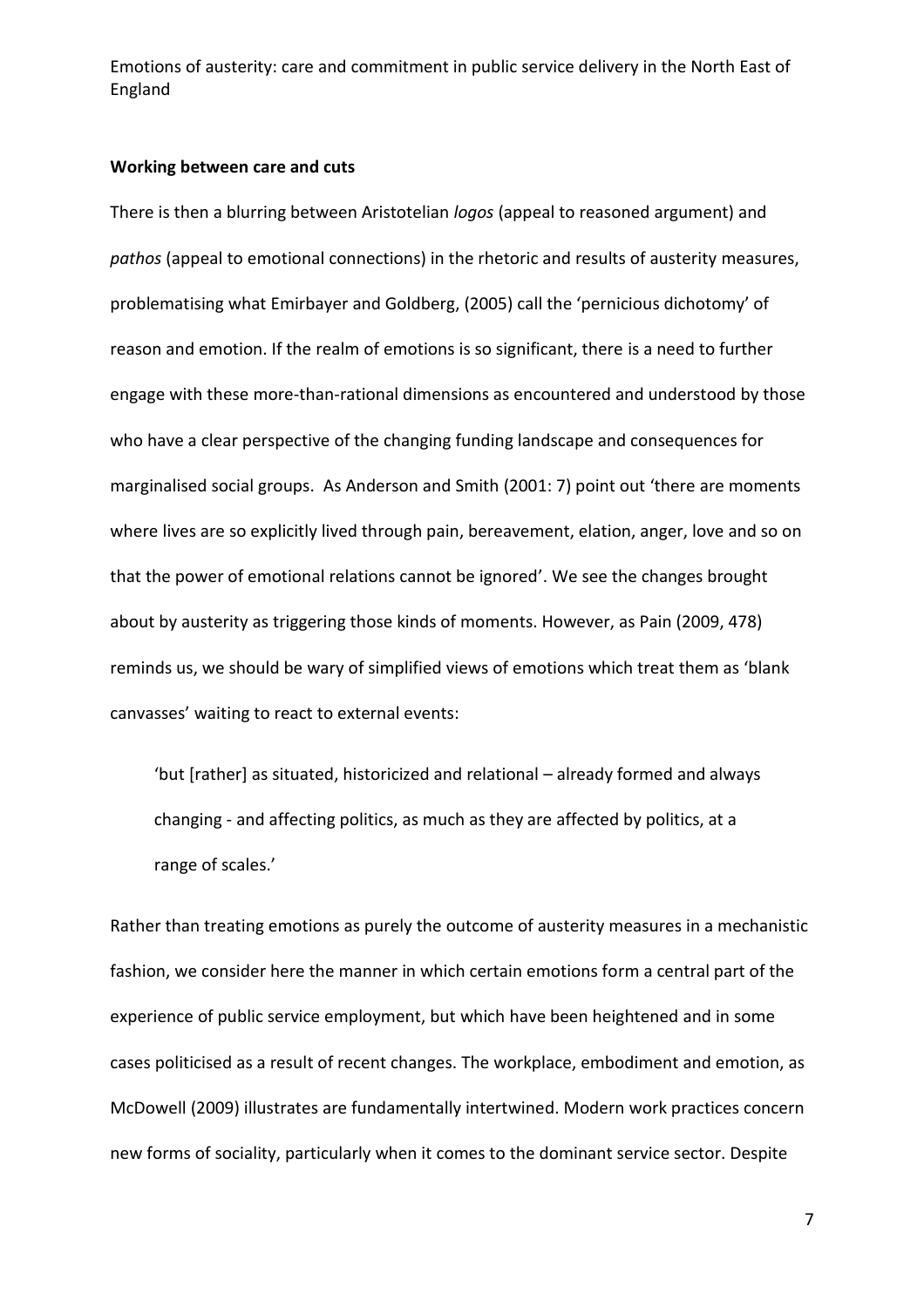**Working between care and cuts**

There is then a blurring between Aristotelian *logos* (appeal to reasoned argument) and *pathos* (appeal to emotional connections) in the rhetoric and results of austerity measures, problematising what Emirbayer and Goldberg, (2005) call the 'pernicious dichotomy' of reason and emotion. If the realm of emotions is so significant, there is a need to further engage with these more-than-rational dimensions as encountered and understood by those who have a clear perspective of the changing funding landscape and consequences for marginalised social groups. As Anderson and Smith (2001: 7) point out 'there are moments where lives are so explicitly lived through pain, bereavement, elation, anger, love and so on that the power of emotional relations cannot be ignored'. We see the changes brought about by austerity as triggering those kinds of moments. However, as Pain (2009, 478) reminds us, we should be wary of simplified views of emotions which treat them as 'blank canvasses' waiting to react to external events:

> 'but [rather] as situated, historicized and relational – already formed and always changing - and affecting politics, as much as they are affected by politics, at a range of scales.'

Rather than treating emotions as purely the outcome of austerity measures in a mechanistic fashion, we consider here the manner in which certain emotions form a central part of the experience of public service employment, but which have been heightened and in some cases politicised as a result of recent changes. The workplace, embodiment and emotion, as McDowell (2009) illustrates are fundamentally intertwined. Modern work practices concern new forms of sociality, particularly when it comes to the dominant service sector. Despite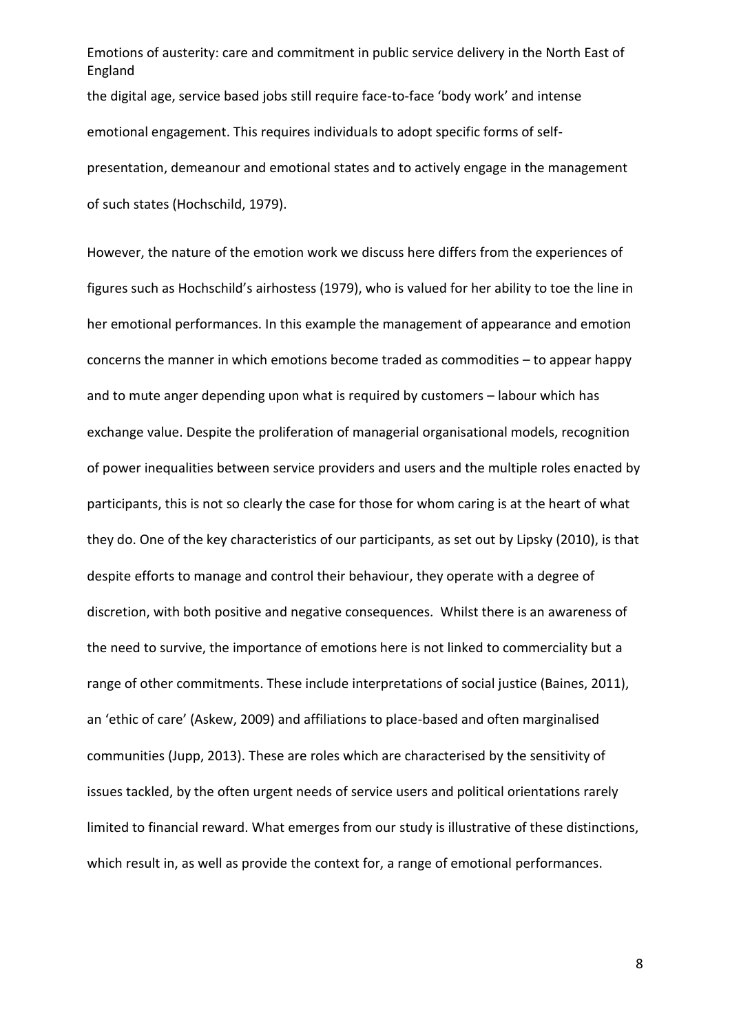the digital age, service based jobs still require face-to-face 'body work' and intense emotional engagement. This requires individuals to adopt specific forms of self-presentation, demeanour and emotional states and to actively engage in the management of such states (Hochschild, 1979).

However, the nature of the emotion work we discuss here differs from the experiences of figures such as Hochschild's airhostess (1979), who is valued for her ability to toe the line in her emotional performances. In this example the management of appearance and emotion concerns the manner in which emotions become traded as commodities – to appear happy and to mute anger depending upon what is required by customers – labour which has exchange value. Despite the proliferation of managerial organisational models, recognition of power inequalities between service providers and users and the multiple roles enacted by participants, this is not so clearly the case for those for whom caring is at the heart of what they do. One of the key characteristics of our participants, as set out by Lipsky (2010), is that despite efforts to manage and control their behaviour, they operate with a degree of discretion, with both positive and negative consequences. Whilst there is an awareness of the need to survive, the importance of emotions here is not linked to commerciality but a range of other commitments. These include interpretations of social justice (Baines, 2011), an 'ethic of care' (Askew, 2009) and affiliations to place-based and often marginalised communities (Jupp, 2013). These are roles which are characterised by the sensitivity of issues tackled, by the often urgent needs of service users and political orientations rarely limited to financial reward. What emerges from our study is illustrative of these distinctions, which result in, as well as provide the context for, a range of emotional performances.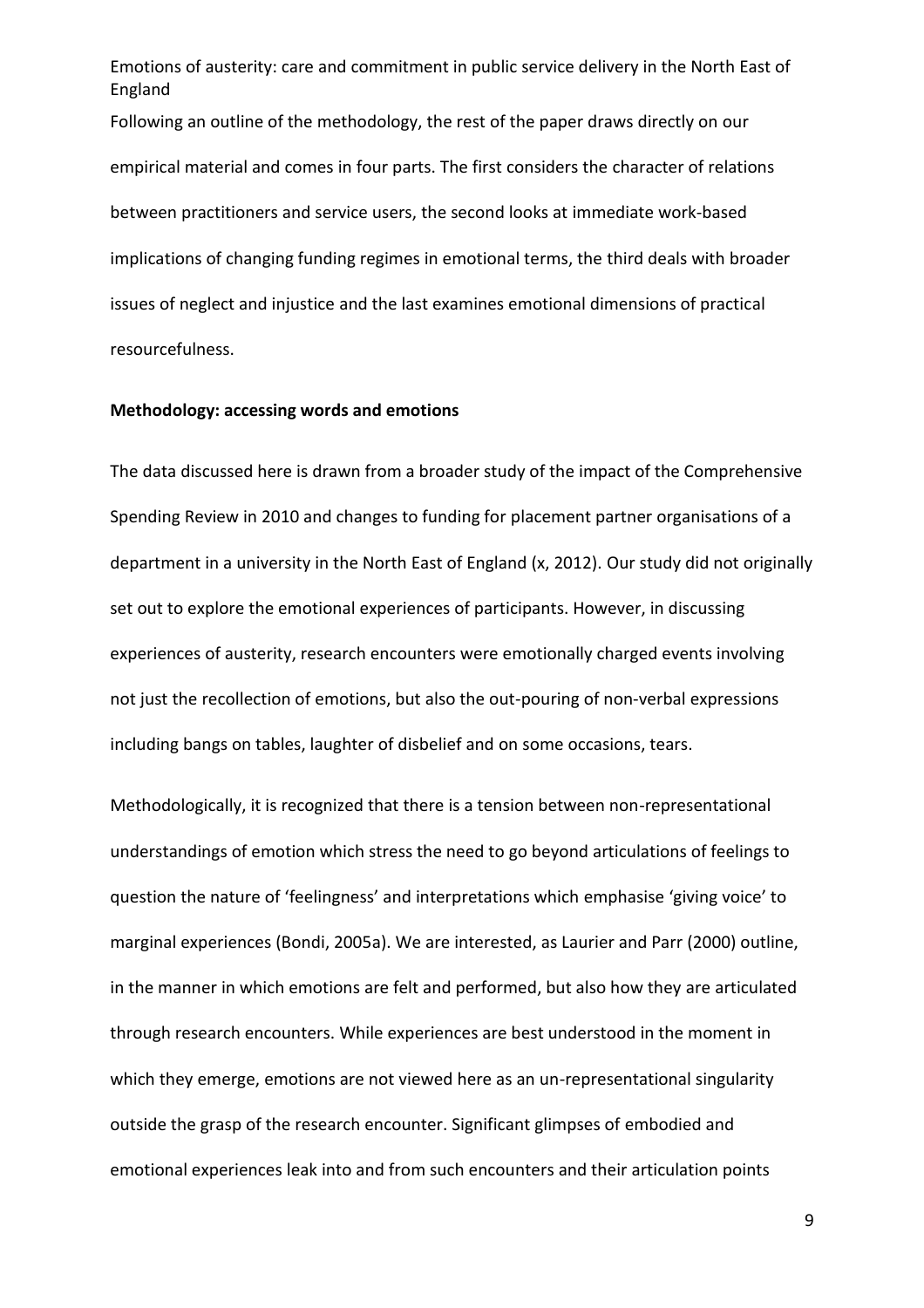Following an outline of the methodology, the rest of the paper draws directly on our empirical material and comes in four parts. The first considers the character of relations between practitioners and service users, the second looks at immediate work-based implications of changing funding regimes in emotional terms, the third deals with broader issues of neglect and injustice and the last examines emotional dimensions of practical resourcefulness.

**Methodology: accessing words and emotions**

The data discussed here is drawn from a broader study of the impact of the Comprehensive Spending Review in 2010 and changes to funding for placement partner organisations of a department in a university in the North East of England (x, 2012). Our study did not originally set out to explore the emotional experiences of participants. However, in discussing experiences of austerity, research encounters were emotionally charged events involving not just the recollection of emotions, but also the out-pouring of non-verbal expressions including bangs on tables, laughter of disbelief and on some occasions, tears.

Methodologically, it is recognized that there is a tension between non-representational understandings of emotion which stress the need to go beyond articulations of feelings to question the nature of 'feelingness' and interpretations which emphasise 'giving voice' to marginal experiences (Bondi, 2005a). We are interested, as Laurier and Parr (2000) outline, in the manner in which emotions are felt and performed, but also how they are articulated through research encounters. While experiences are best understood in the moment in which they emerge, emotions are not viewed here as an un-representational singularity outside the grasp of the research encounter. Significant glimpses of embodied and emotional experiences leak into and from such encounters and their articulation points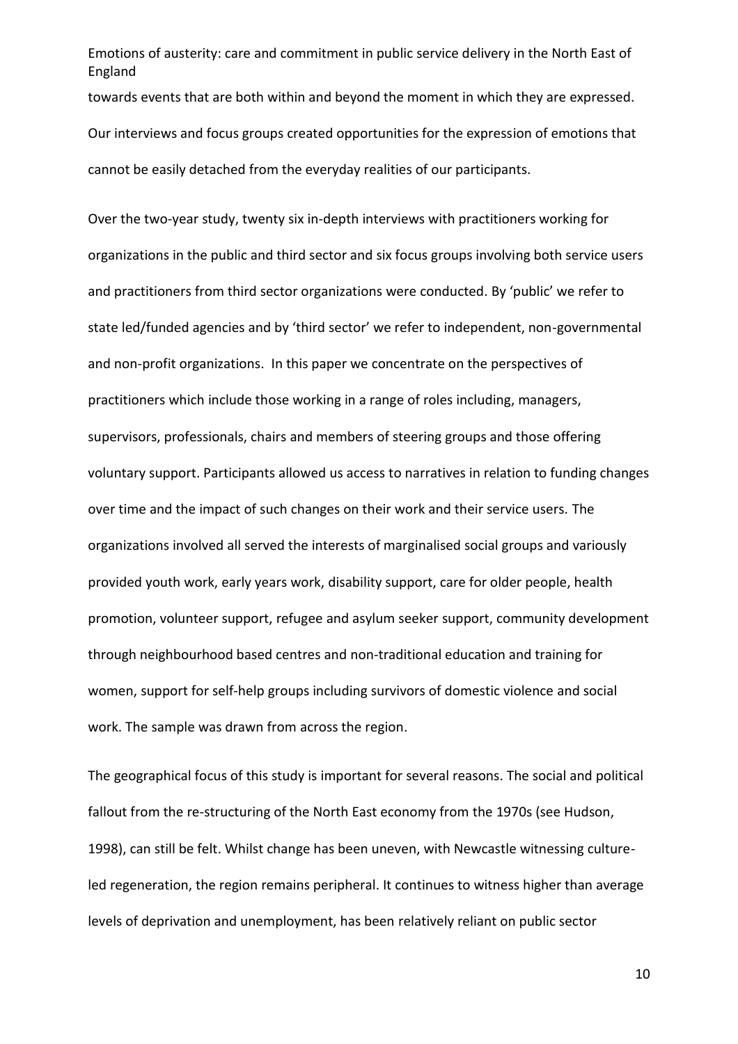towards events that are both within and beyond the moment in which they are expressed. Our interviews and focus groups created opportunities for the expression of emotions that cannot be easily detached from the everyday realities of our participants.

Over the two-year study, twenty six in-depth interviews with practitioners working for organizations in the public and third sector and six focus groups involving both service users and practitioners from third sector organizations were conducted. By 'public' we refer to state led/funded agencies and by 'third sector' we refer to independent, non-governmental and non-profit organizations. In this paper we concentrate on the perspectives of practitioners which include those working in a range of roles including, managers, supervisors, professionals, chairs and members of steering groups and those offering voluntary support. Participants allowed us access to narratives in relation to funding changes over time and the impact of such changes on their work and their service users. The organizations involved all served the interests of marginalised social groups and variously provided youth work, early years work, disability support, care for older people, health promotion, volunteer support, refugee and asylum seeker support, community development through neighbourhood based centres and non-traditional education and training for women, support for self-help groups including survivors of domestic violence and social work. The sample was drawn from across the region.

The geographical focus of this study is important for several reasons. The social and political fallout from the re-structuring of the North East economy from the 1970s (see Hudson, 1998), can still be felt. Whilst change has been uneven, with Newcastle witnessing culture-led regeneration, the region remains peripheral. It continues to witness higher than average levels of deprivation and unemployment, has been relatively reliant on public sector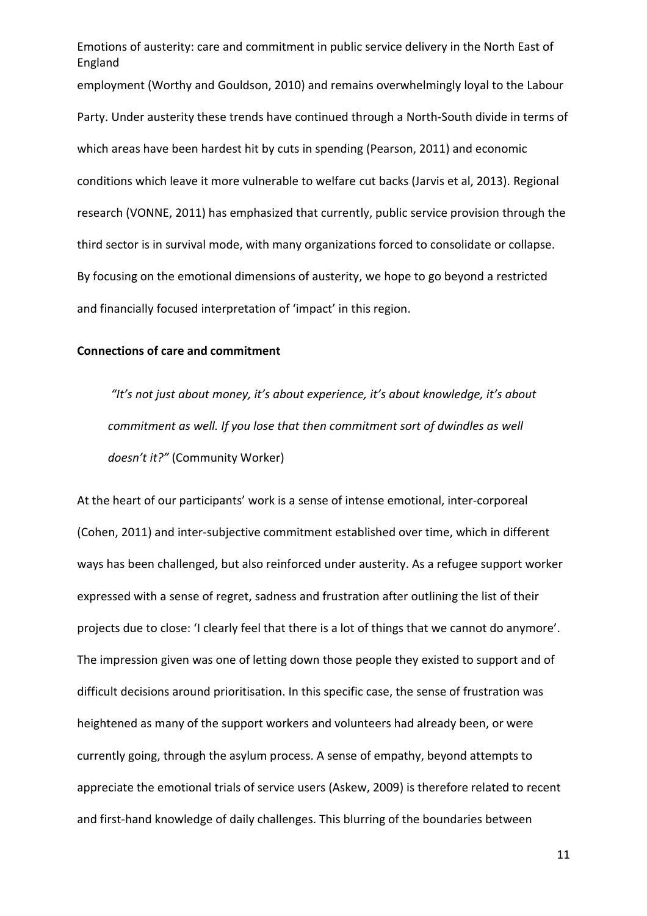employment (Worthy and Gouldson, 2010) and remains overwhelmingly loyal to the Labour Party. Under austerity these trends have continued through a North-South divide in terms of which areas have been hardest hit by cuts in spending (Pearson, 2011) and economic conditions which leave it more vulnerable to welfare cut backs (Jarvis et al, 2013). Regional research (VONNE, 2011) has emphasized that currently, public service provision through the third sector is in survival mode, with many organizations forced to consolidate or collapse. By focusing on the emotional dimensions of austerity, we hope to go beyond a restricted and financially focused interpretation of 'impact' in this region.

**Connections of care and commitment**

> *"It's not just about money, it's about experience, it's about knowledge, it's about commitment as well. If you lose that then commitment sort of dwindles as well doesn't it?"* (Community Worker)

At the heart of our participants' work is a sense of intense emotional, inter-corporeal (Cohen, 2011) and inter-subjective commitment established over time, which in different ways has been challenged, but also reinforced under austerity. As a refugee support worker expressed with a sense of regret, sadness and frustration after outlining the list of their projects due to close: 'I clearly feel that there is a lot of things that we cannot do anymore'. The impression given was one of letting down those people they existed to support and of difficult decisions around prioritisation. In this specific case, the sense of frustration was heightened as many of the support workers and volunteers had already been, or were currently going, through the asylum process. A sense of empathy, beyond attempts to appreciate the emotional trials of service users (Askew, 2009) is therefore related to recent and first-hand knowledge of daily challenges. This blurring of the boundaries between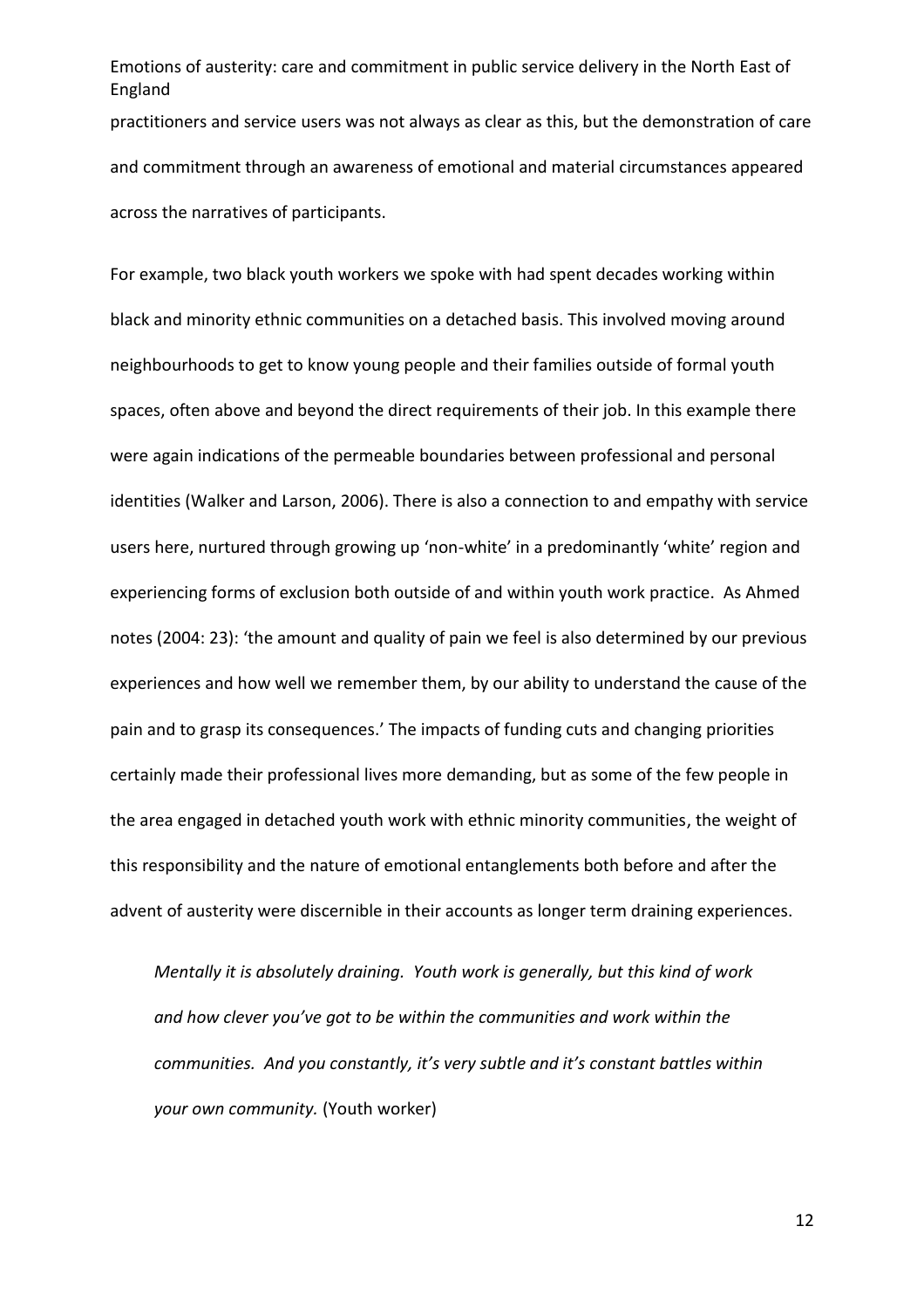practitioners and service users was not always as clear as this, but the demonstration of care and commitment through an awareness of emotional and material circumstances appeared across the narratives of participants.

For example, two black youth workers we spoke with had spent decades working within black and minority ethnic communities on a detached basis. This involved moving around neighbourhoods to get to know young people and their families outside of formal youth spaces, often above and beyond the direct requirements of their job. In this example there were again indications of the permeable boundaries between professional and personal identities (Walker and Larson, 2006). There is also a connection to and empathy with service users here, nurtured through growing up 'non-white' in a predominantly 'white' region and experiencing forms of exclusion both outside of and within youth work practice. As Ahmed notes (2004: 23): 'the amount and quality of pain we feel is also determined by our previous experiences and how well we remember them, by our ability to understand the cause of the pain and to grasp its consequences.' The impacts of funding cuts and changing priorities certainly made their professional lives more demanding, but as some of the few people in the area engaged in detached youth work with ethnic minority communities, the weight of this responsibility and the nature of emotional entanglements both before and after the advent of austerity were discernible in their accounts as longer term draining experiences.

> *Mentally it is absolutely draining. Youth work is generally, but this kind of work and how clever you've got to be within the communities and work within the communities. And you constantly, it's very subtle and it's constant battles within your own community.* (Youth worker)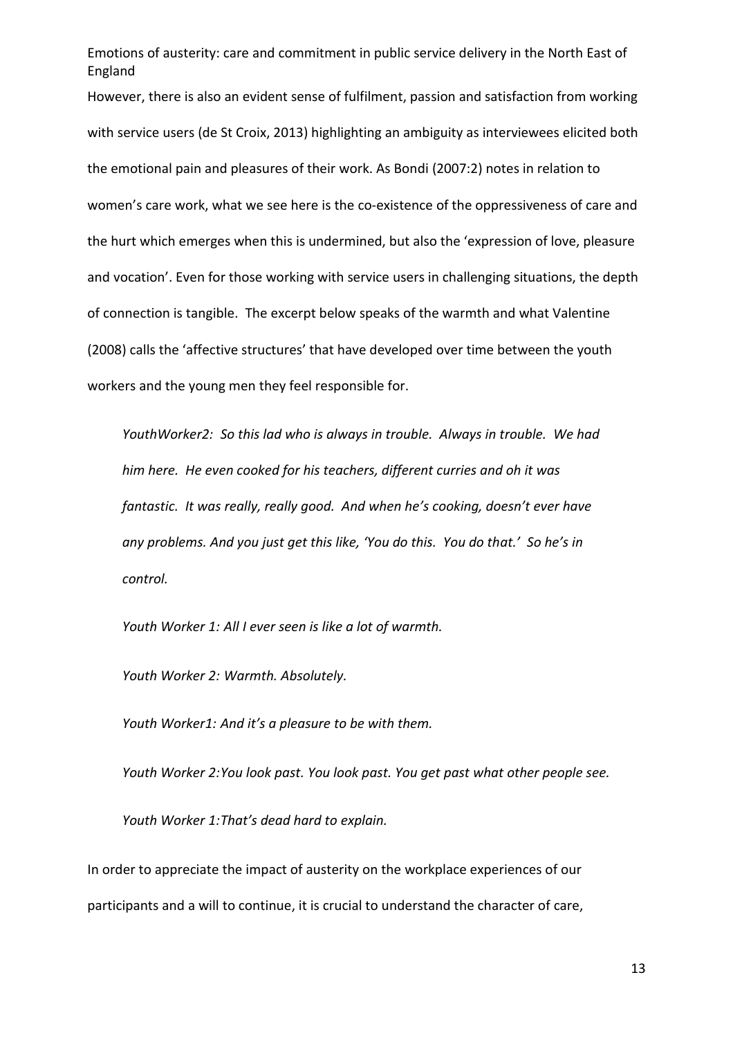However, there is also an evident sense of fulfilment, passion and satisfaction from working with service users (de St Croix, 2013) highlighting an ambiguity as interviewees elicited both the emotional pain and pleasures of their work. As Bondi (2007:2) notes in relation to women's care work, what we see here is the co-existence of the oppressiveness of care and the hurt which emerges when this is undermined, but also the 'expression of love, pleasure and vocation'. Even for those working with service users in challenging situations, the depth of connection is tangible. The excerpt below speaks of the warmth and what Valentine (2008) calls the 'affective structures' that have developed over time between the youth workers and the young men they feel responsible for.

> *YouthWorker2: So this lad who is always in trouble. Always in trouble. We had him here. He even cooked for his teachers, different curries and oh it was fantastic. It was really, really good. And when he's cooking, doesn't ever have any problems. And you just get this like, 'You do this. You do that.' So he's in control.*
>
> *Youth Worker 1: All I ever seen is like a lot of warmth.*
>
> *Youth Worker 2: Warmth. Absolutely.*
>
> *Youth Worker1: And it's a pleasure to be with them.*
>
> *Youth Worker 2:You look past. You look past. You get past what other people see.*
>
> *Youth Worker 1:That's dead hard to explain.*

In order to appreciate the impact of austerity on the workplace experiences of our participants and a will to continue, it is crucial to understand the character of care,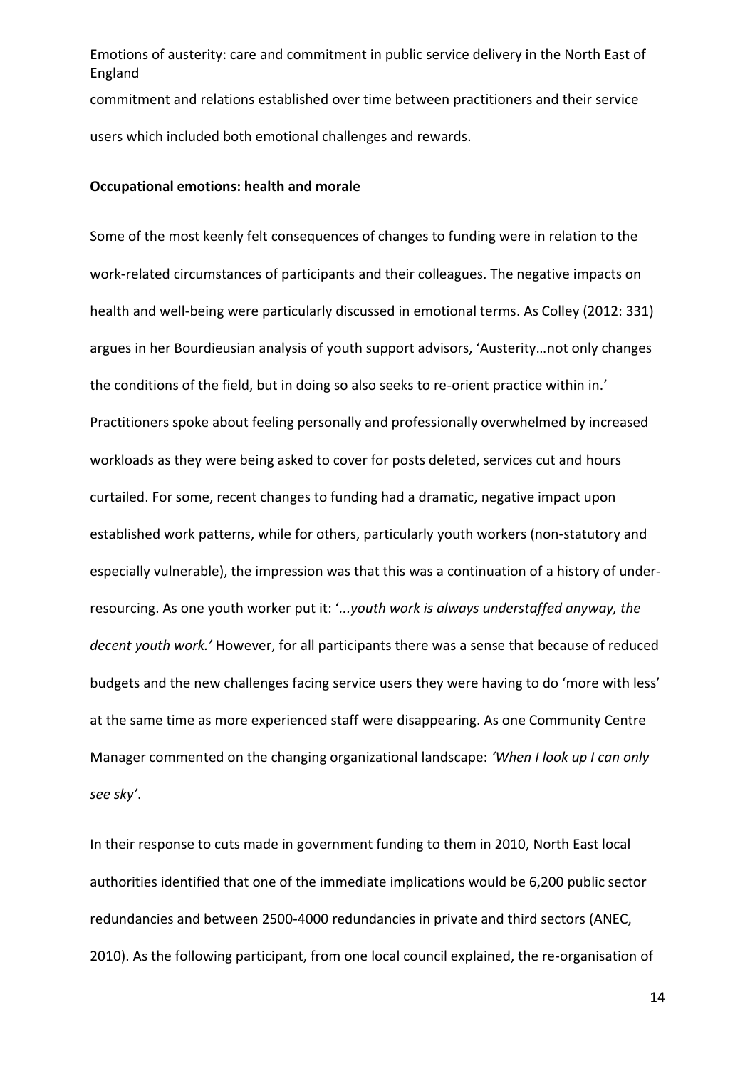commitment and relations established over time between practitioners and their service users which included both emotional challenges and rewards.

### Occupational emotions: health and morale

Some of the most keenly felt consequences of changes to funding were in relation to the work-related circumstances of participants and their colleagues. The negative impacts on health and well-being were particularly discussed in emotional terms. As Colley (2012: 331) argues in her Bourdieusian analysis of youth support advisors, 'Austerity…not only changes the conditions of the field, but in doing so also seeks to re-orient practice within in.' Practitioners spoke about feeling personally and professionally overwhelmed by increased workloads as they were being asked to cover for posts deleted, services cut and hours curtailed. For some, recent changes to funding had a dramatic, negative impact upon established work patterns, while for others, particularly youth workers (non-statutory and especially vulnerable), the impression was that this was a continuation of a history of under-resourcing. As one youth worker put it: '*...youth work is always understaffed anyway, the decent youth work.'* However, for all participants there was a sense that because of reduced budgets and the new challenges facing service users they were having to do 'more with less' at the same time as more experienced staff were disappearing. As one Community Centre Manager commented on the changing organizational landscape: *'When I look up I can only see sky'*.

In their response to cuts made in government funding to them in 2010, North East local authorities identified that one of the immediate implications would be 6,200 public sector redundancies and between 2500-4000 redundancies in private and third sectors (ANEC, 2010). As the following participant, from one local council explained, the re-organisation of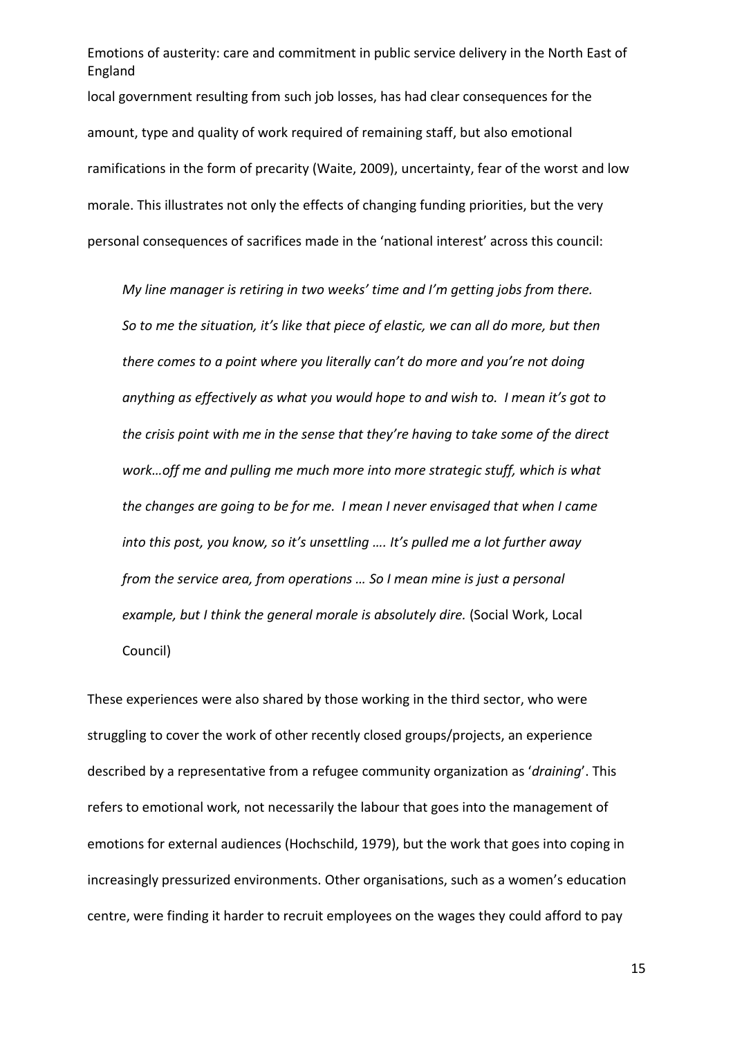local government resulting from such job losses, has had clear consequences for the amount, type and quality of work required of remaining staff, but also emotional ramifications in the form of precarity (Waite, 2009), uncertainty, fear of the worst and low morale. This illustrates not only the effects of changing funding priorities, but the very personal consequences of sacrifices made in the 'national interest' across this council:

> *My line manager is retiring in two weeks' time and I'm getting jobs from there. So to me the situation, it's like that piece of elastic, we can all do more, but then there comes to a point where you literally can't do more and you're not doing anything as effectively as what you would hope to and wish to. I mean it's got to the crisis point with me in the sense that they're having to take some of the direct work…off me and pulling me much more into more strategic stuff, which is what the changes are going to be for me. I mean I never envisaged that when I came into this post, you know, so it's unsettling …. It's pulled me a lot further away from the service area, from operations … So I mean mine is just a personal example, but I think the general morale is absolutely dire.* (Social Work, Local Council)

These experiences were also shared by those working in the third sector, who were struggling to cover the work of other recently closed groups/projects, an experience described by a representative from a refugee community organization as '*draining*'. This refers to emotional work, not necessarily the labour that goes into the management of emotions for external audiences (Hochschild, 1979), but the work that goes into coping in increasingly pressurized environments. Other organisations, such as a women's education centre, were finding it harder to recruit employees on the wages they could afford to pay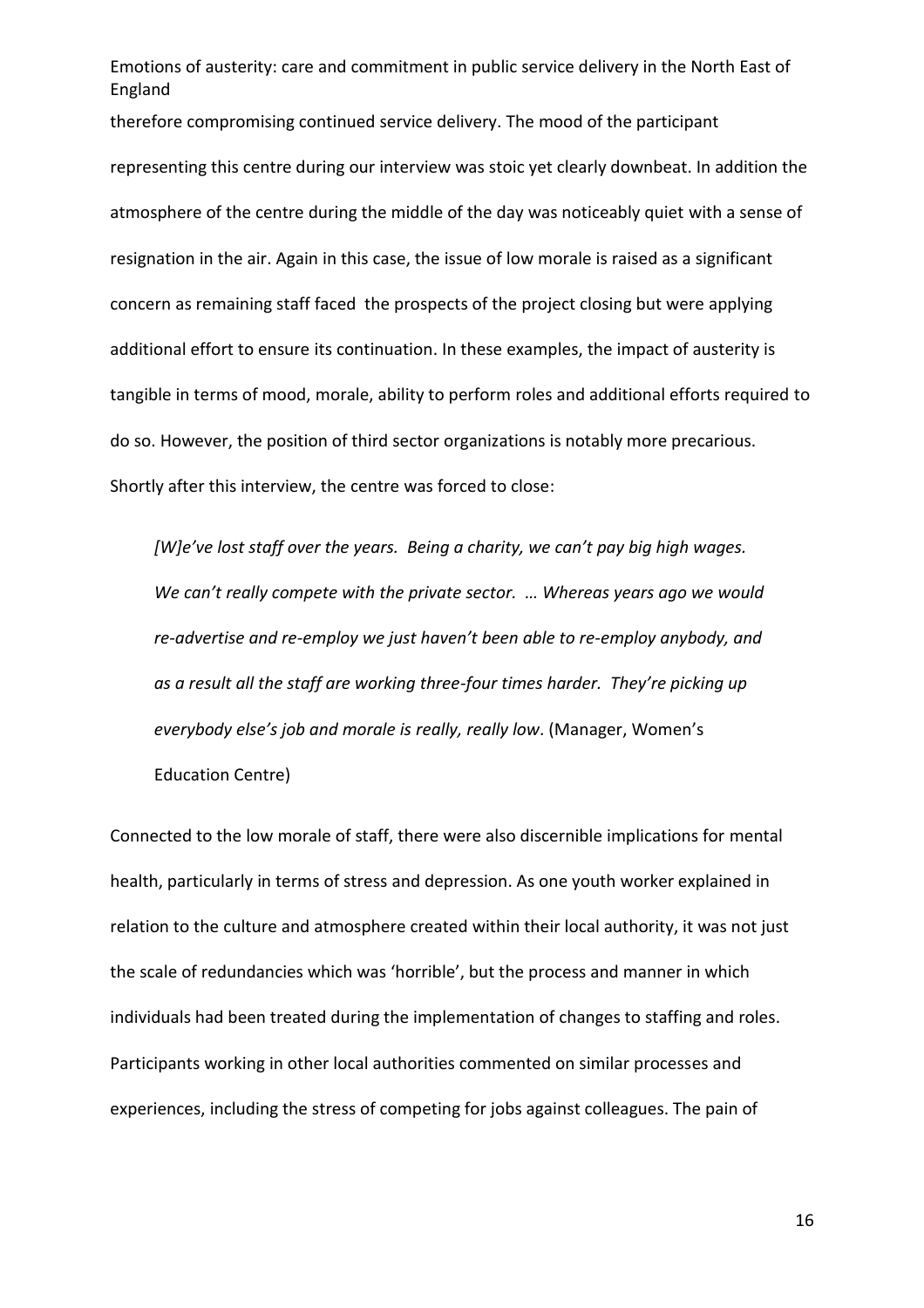therefore compromising continued service delivery. The mood of the participant representing this centre during our interview was stoic yet clearly downbeat. In addition the atmosphere of the centre during the middle of the day was noticeably quiet with a sense of resignation in the air. Again in this case, the issue of low morale is raised as a significant concern as remaining staff faced the prospects of the project closing but were applying additional effort to ensure its continuation. In these examples, the impact of austerity is tangible in terms of mood, morale, ability to perform roles and additional efforts required to do so. However, the position of third sector organizations is notably more precarious. Shortly after this interview, the centre was forced to close:

> *[W]e've lost staff over the years. Being a charity, we can't pay big high wages. We can't really compete with the private sector. … Whereas years ago we would re-advertise and re-employ we just haven't been able to re-employ anybody, and as a result all the staff are working three-four times harder. They're picking up everybody else's job and morale is really, really low*. (Manager, Women's Education Centre)

Connected to the low morale of staff, there were also discernible implications for mental health, particularly in terms of stress and depression. As one youth worker explained in relation to the culture and atmosphere created within their local authority, it was not just the scale of redundancies which was 'horrible', but the process and manner in which individuals had been treated during the implementation of changes to staffing and roles. Participants working in other local authorities commented on similar processes and experiences, including the stress of competing for jobs against colleagues. The pain of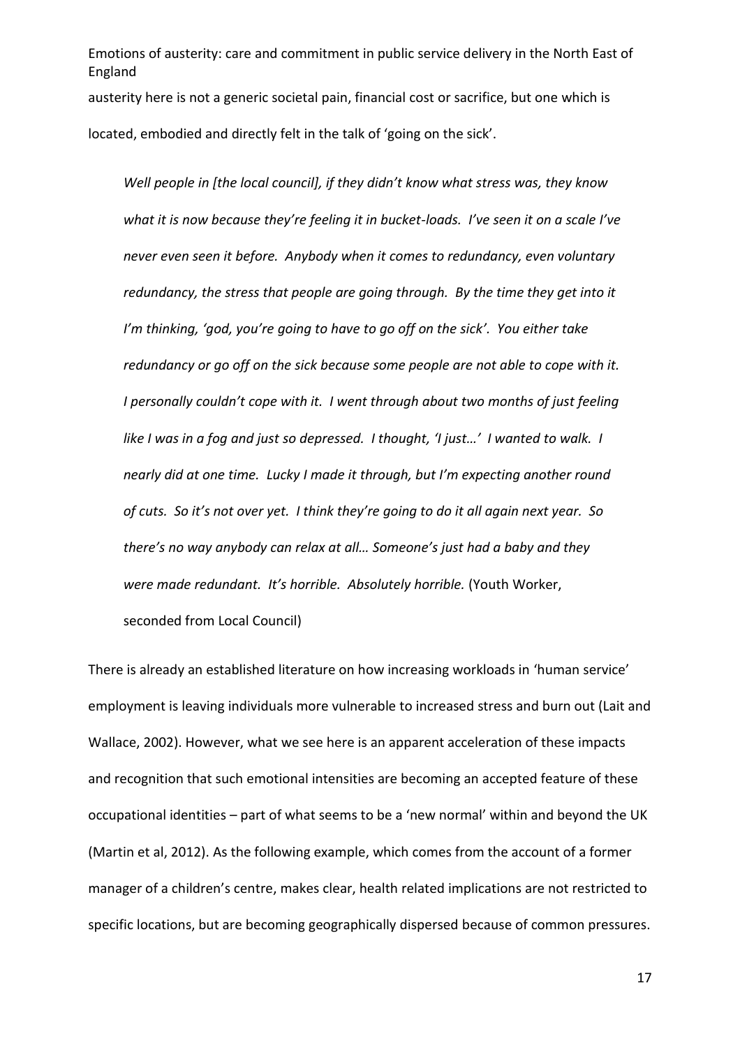austerity here is not a generic societal pain, financial cost or sacrifice, but one which is located, embodied and directly felt in the talk of 'going on the sick'.

> *Well people in [the local council], if they didn't know what stress was, they know what it is now because they're feeling it in bucket-loads. I've seen it on a scale I've never even seen it before. Anybody when it comes to redundancy, even voluntary redundancy, the stress that people are going through. By the time they get into it I'm thinking, 'god, you're going to have to go off on the sick'. You either take redundancy or go off on the sick because some people are not able to cope with it. I personally couldn't cope with it. I went through about two months of just feeling like I was in a fog and just so depressed. I thought, 'I just…' I wanted to walk. I nearly did at one time. Lucky I made it through, but I'm expecting another round of cuts. So it's not over yet. I think they're going to do it all again next year. So there's no way anybody can relax at all… Someone's just had a baby and they were made redundant. It's horrible. Absolutely horrible.* (Youth Worker, seconded from Local Council)

There is already an established literature on how increasing workloads in 'human service' employment is leaving individuals more vulnerable to increased stress and burn out (Lait and Wallace, 2002). However, what we see here is an apparent acceleration of these impacts and recognition that such emotional intensities are becoming an accepted feature of these occupational identities – part of what seems to be a 'new normal' within and beyond the UK (Martin et al, 2012). As the following example, which comes from the account of a former manager of a children's centre, makes clear, health related implications are not restricted to specific locations, but are becoming geographically dispersed because of common pressures.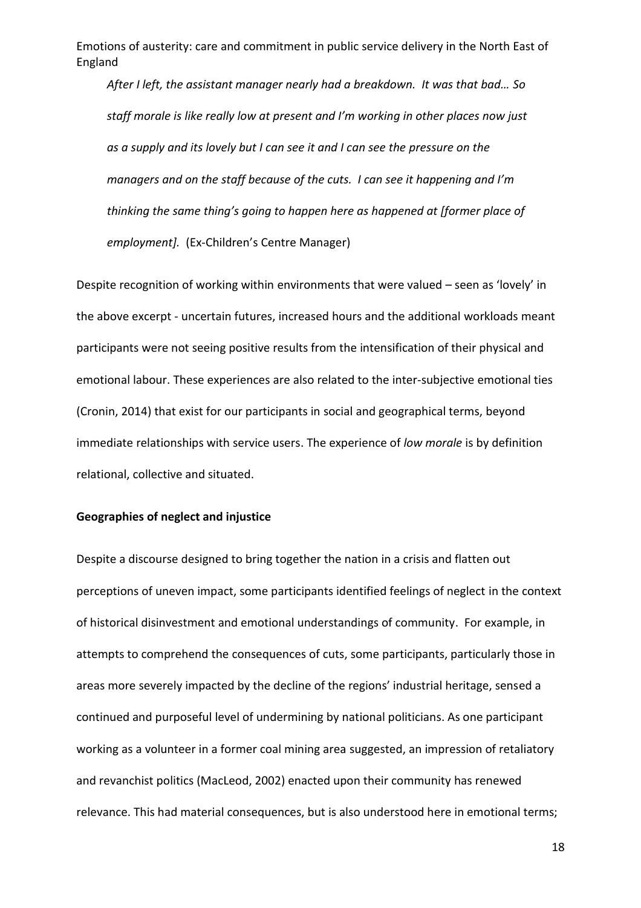*After I left, the assistant manager nearly had a breakdown. It was that bad… So staff morale is like really low at present and I'm working in other places now just as a supply and its lovely but I can see it and I can see the pressure on the managers and on the staff because of the cuts. I can see it happening and I'm thinking the same thing's going to happen here as happened at [former place of employment].* (Ex-Children's Centre Manager)

Despite recognition of working within environments that were valued – seen as 'lovely' in the above excerpt - uncertain futures, increased hours and the additional workloads meant participants were not seeing positive results from the intensification of their physical and emotional labour. These experiences are also related to the inter-subjective emotional ties (Cronin, 2014) that exist for our participants in social and geographical terms, beyond immediate relationships with service users. The experience of *low morale* is by definition relational, collective and situated.

**Geographies of neglect and injustice**

Despite a discourse designed to bring together the nation in a crisis and flatten out perceptions of uneven impact, some participants identified feelings of neglect in the context of historical disinvestment and emotional understandings of community. For example, in attempts to comprehend the consequences of cuts, some participants, particularly those in areas more severely impacted by the decline of the regions' industrial heritage, sensed a continued and purposeful level of undermining by national politicians. As one participant working as a volunteer in a former coal mining area suggested, an impression of retaliatory and revanchist politics (MacLeod, 2002) enacted upon their community has renewed relevance. This had material consequences, but is also understood here in emotional terms;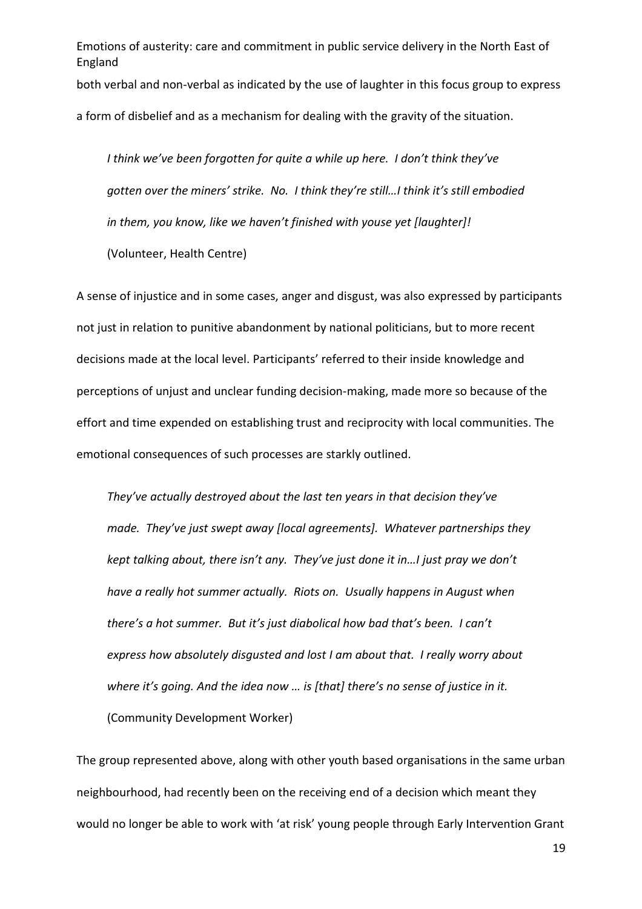both verbal and non-verbal as indicated by the use of laughter in this focus group to express a form of disbelief and as a mechanism for dealing with the gravity of the situation.

> *I think we've been forgotten for quite a while up here. I don't think they've gotten over the miners' strike. No. I think they're still…I think it's still embodied in them, you know, like we haven't finished with youse yet [laughter]!*
>
> (Volunteer, Health Centre)

A sense of injustice and in some cases, anger and disgust, was also expressed by participants not just in relation to punitive abandonment by national politicians, but to more recent decisions made at the local level. Participants' referred to their inside knowledge and perceptions of unjust and unclear funding decision-making, made more so because of the effort and time expended on establishing trust and reciprocity with local communities. The emotional consequences of such processes are starkly outlined.

> *They've actually destroyed about the last ten years in that decision they've made. They've just swept away [local agreements]. Whatever partnerships they kept talking about, there isn't any. They've just done it in…I just pray we don't have a really hot summer actually. Riots on. Usually happens in August when there's a hot summer. But it's just diabolical how bad that's been. I can't express how absolutely disgusted and lost I am about that. I really worry about where it's going. And the idea now … is [that] there's no sense of justice in it.*
>
> (Community Development Worker)

The group represented above, along with other youth based organisations in the same urban neighbourhood, had recently been on the receiving end of a decision which meant they would no longer be able to work with 'at risk' young people through Early Intervention Grant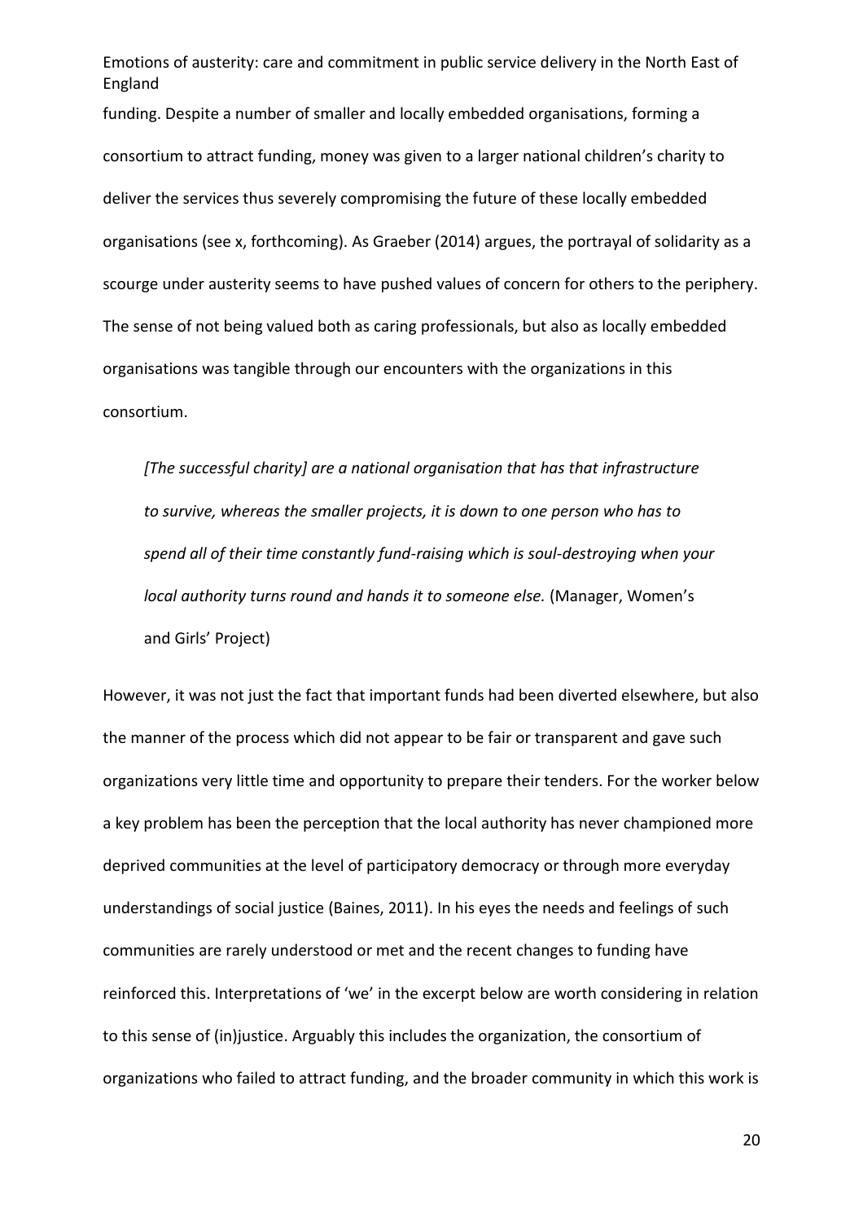funding. Despite a number of smaller and locally embedded organisations, forming a consortium to attract funding, money was given to a larger national children's charity to deliver the services thus severely compromising the future of these locally embedded organisations (see x, forthcoming). As Graeber (2014) argues, the portrayal of solidarity as a scourge under austerity seems to have pushed values of concern for others to the periphery. The sense of not being valued both as caring professionals, but also as locally embedded organisations was tangible through our encounters with the organizations in this consortium.

> *[The successful charity] are a national organisation that has that infrastructure to survive, whereas the smaller projects, it is down to one person who has to spend all of their time constantly fund-raising which is soul-destroying when your local authority turns round and hands it to someone else.* (Manager, Women's and Girls' Project)

However, it was not just the fact that important funds had been diverted elsewhere, but also the manner of the process which did not appear to be fair or transparent and gave such organizations very little time and opportunity to prepare their tenders. For the worker below a key problem has been the perception that the local authority has never championed more deprived communities at the level of participatory democracy or through more everyday understandings of social justice (Baines, 2011). In his eyes the needs and feelings of such communities are rarely understood or met and the recent changes to funding have reinforced this. Interpretations of 'we' in the excerpt below are worth considering in relation to this sense of (in)justice. Arguably this includes the organization, the consortium of organizations who failed to attract funding, and the broader community in which this work is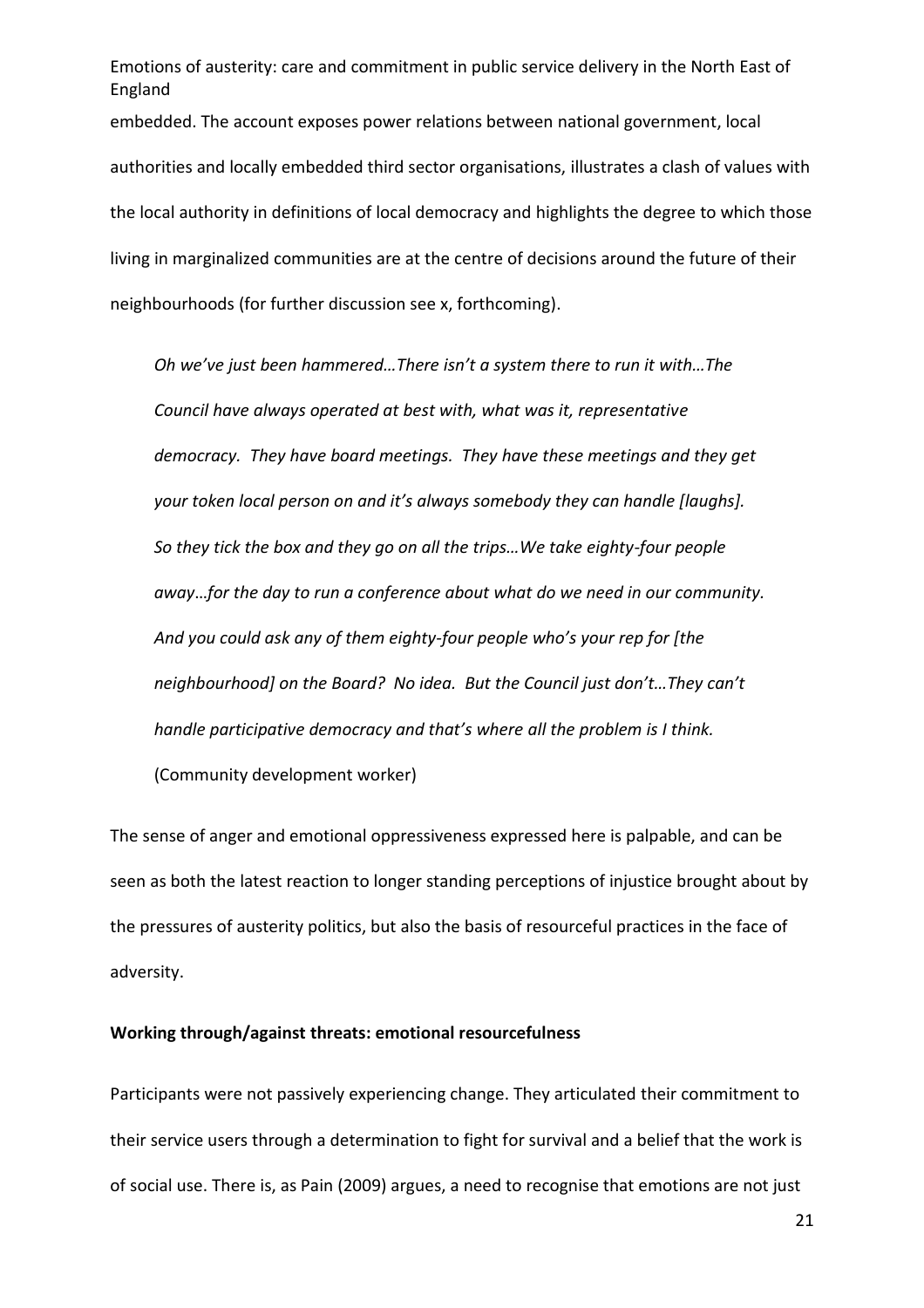embedded. The account exposes power relations between national government, local authorities and locally embedded third sector organisations, illustrates a clash of values with the local authority in definitions of local democracy and highlights the degree to which those living in marginalized communities are at the centre of decisions around the future of their neighbourhoods (for further discussion see x, forthcoming).

> *Oh we've just been hammered…There isn't a system there to run it with…The Council have always operated at best with, what was it, representative democracy. They have board meetings. They have these meetings and they get your token local person on and it's always somebody they can handle [laughs]. So they tick the box and they go on all the trips…We take eighty-four people away…for the day to run a conference about what do we need in our community. And you could ask any of them eighty-four people who's your rep for [the neighbourhood] on the Board? No idea. But the Council just don't…They can't handle participative democracy and that's where all the problem is I think.*
> (Community development worker)

The sense of anger and emotional oppressiveness expressed here is palpable, and can be seen as both the latest reaction to longer standing perceptions of injustice brought about by the pressures of austerity politics, but also the basis of resourceful practices in the face of adversity.

**Working through/against threats: emotional resourcefulness**

Participants were not passively experiencing change. They articulated their commitment to their service users through a determination to fight for survival and a belief that the work is of social use. There is, as Pain (2009) argues, a need to recognise that emotions are not just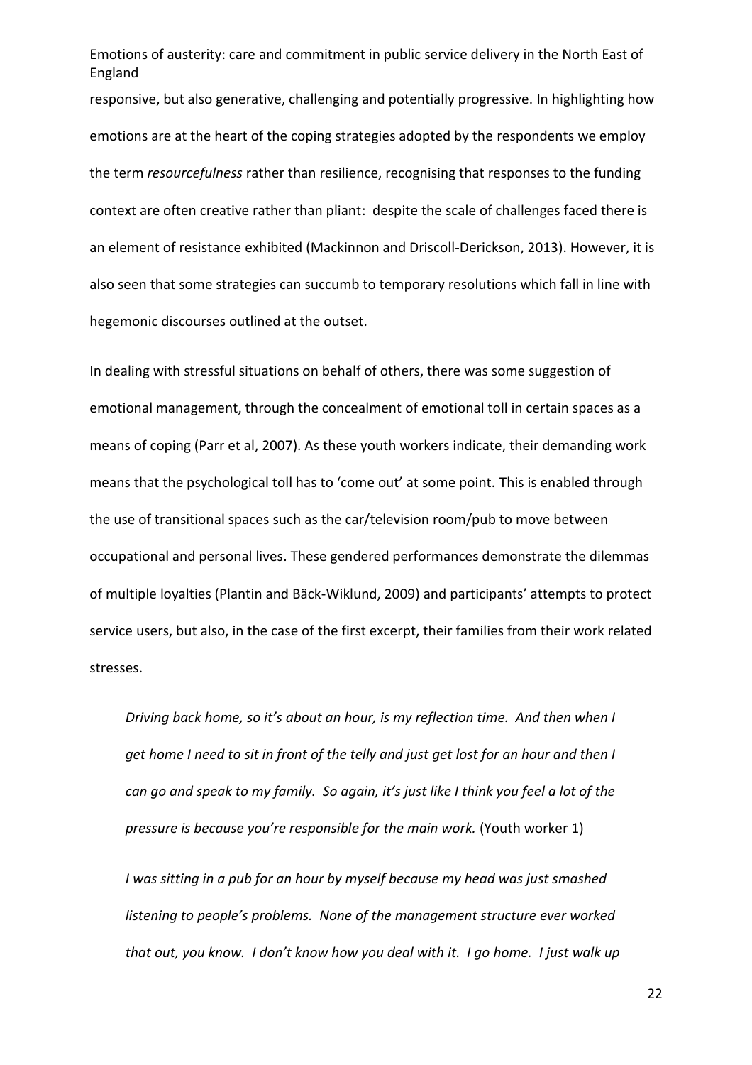responsive, but also generative, challenging and potentially progressive. In highlighting how emotions are at the heart of the coping strategies adopted by the respondents we employ the term *resourcefulness* rather than resilience, recognising that responses to the funding context are often creative rather than pliant: despite the scale of challenges faced there is an element of resistance exhibited (Mackinnon and Driscoll-Derickson, 2013). However, it is also seen that some strategies can succumb to temporary resolutions which fall in line with hegemonic discourses outlined at the outset.

In dealing with stressful situations on behalf of others, there was some suggestion of emotional management, through the concealment of emotional toll in certain spaces as a means of coping (Parr et al, 2007). As these youth workers indicate, their demanding work means that the psychological toll has to 'come out' at some point. This is enabled through the use of transitional spaces such as the car/television room/pub to move between occupational and personal lives. These gendered performances demonstrate the dilemmas of multiple loyalties (Plantin and Bäck-Wiklund, 2009) and participants' attempts to protect service users, but also, in the case of the first excerpt, their families from their work related stresses.

> *Driving back home, so it's about an hour, is my reflection time. And then when I get home I need to sit in front of the telly and just get lost for an hour and then I can go and speak to my family. So again, it's just like I think you feel a lot of the pressure is because you're responsible for the main work.* (Youth worker 1)

> *I was sitting in a pub for an hour by myself because my head was just smashed listening to people's problems. None of the management structure ever worked that out, you know. I don't know how you deal with it. I go home. I just walk up*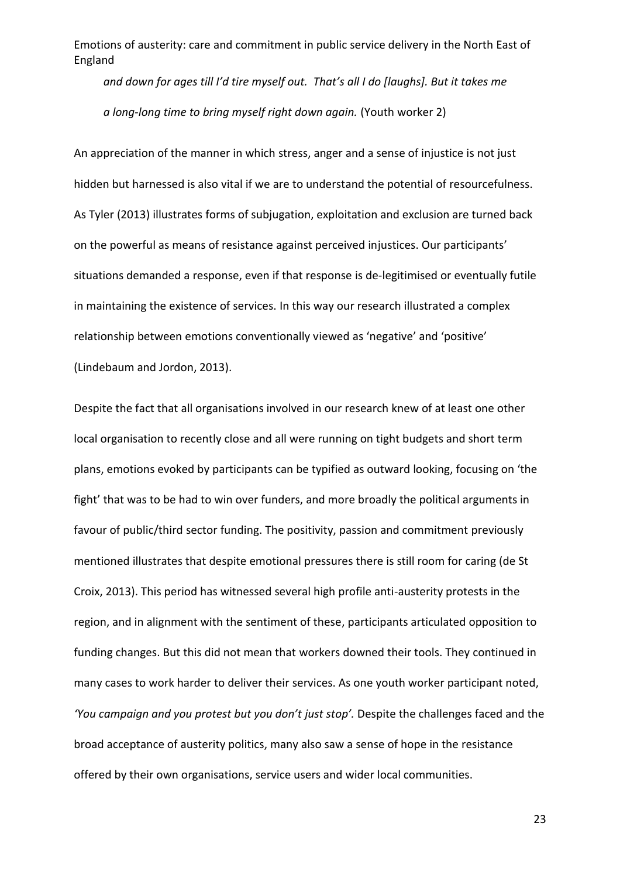*and down for ages till I'd tire myself out. That's all I do [laughs]. But it takes me a long-long time to bring myself right down again.* (Youth worker 2)

An appreciation of the manner in which stress, anger and a sense of injustice is not just hidden but harnessed is also vital if we are to understand the potential of resourcefulness. As Tyler (2013) illustrates forms of subjugation, exploitation and exclusion are turned back on the powerful as means of resistance against perceived injustices. Our participants' situations demanded a response, even if that response is de-legitimised or eventually futile in maintaining the existence of services. In this way our research illustrated a complex relationship between emotions conventionally viewed as 'negative' and 'positive' (Lindebaum and Jordon, 2013).

Despite the fact that all organisations involved in our research knew of at least one other local organisation to recently close and all were running on tight budgets and short term plans, emotions evoked by participants can be typified as outward looking, focusing on 'the fight' that was to be had to win over funders, and more broadly the political arguments in favour of public/third sector funding. The positivity, passion and commitment previously mentioned illustrates that despite emotional pressures there is still room for caring (de St Croix, 2013). This period has witnessed several high profile anti-austerity protests in the region, and in alignment with the sentiment of these, participants articulated opposition to funding changes. But this did not mean that workers downed their tools. They continued in many cases to work harder to deliver their services. As one youth worker participant noted, *'You campaign and you protest but you don't just stop'.* Despite the challenges faced and the broad acceptance of austerity politics, many also saw a sense of hope in the resistance offered by their own organisations, service users and wider local communities.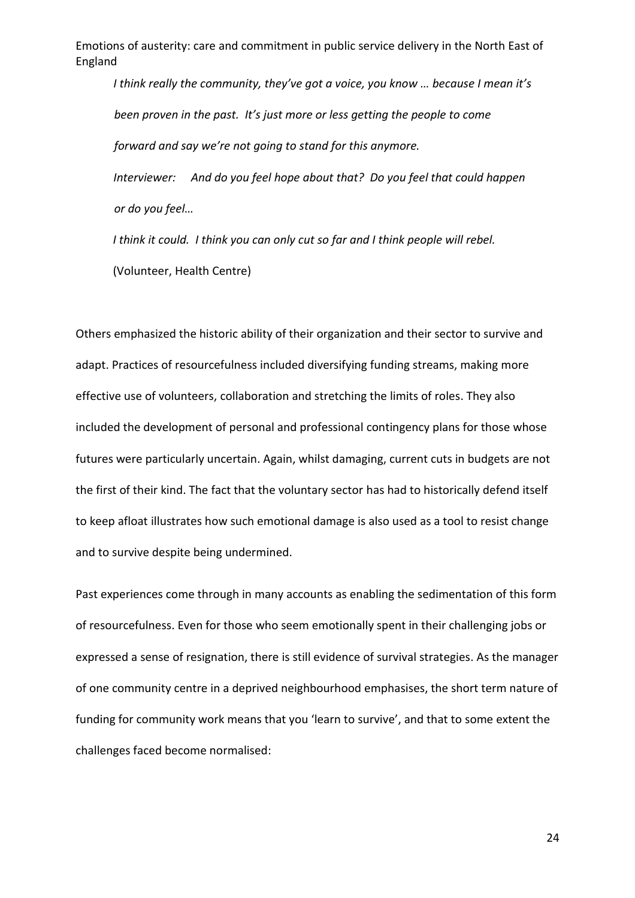*I think really the community, they've got a voice, you know … because I mean it's been proven in the past. It's just more or less getting the people to come forward and say we're not going to stand for this anymore.*

*Interviewer: And do you feel hope about that? Do you feel that could happen or do you feel…*

*I think it could. I think you can only cut so far and I think people will rebel.*

(Volunteer, Health Centre)

Others emphasized the historic ability of their organization and their sector to survive and adapt. Practices of resourcefulness included diversifying funding streams, making more effective use of volunteers, collaboration and stretching the limits of roles. They also included the development of personal and professional contingency plans for those whose futures were particularly uncertain. Again, whilst damaging, current cuts in budgets are not the first of their kind. The fact that the voluntary sector has had to historically defend itself to keep afloat illustrates how such emotional damage is also used as a tool to resist change and to survive despite being undermined.

Past experiences come through in many accounts as enabling the sedimentation of this form of resourcefulness. Even for those who seem emotionally spent in their challenging jobs or expressed a sense of resignation, there is still evidence of survival strategies. As the manager of one community centre in a deprived neighbourhood emphasises, the short term nature of funding for community work means that you 'learn to survive', and that to some extent the challenges faced become normalised: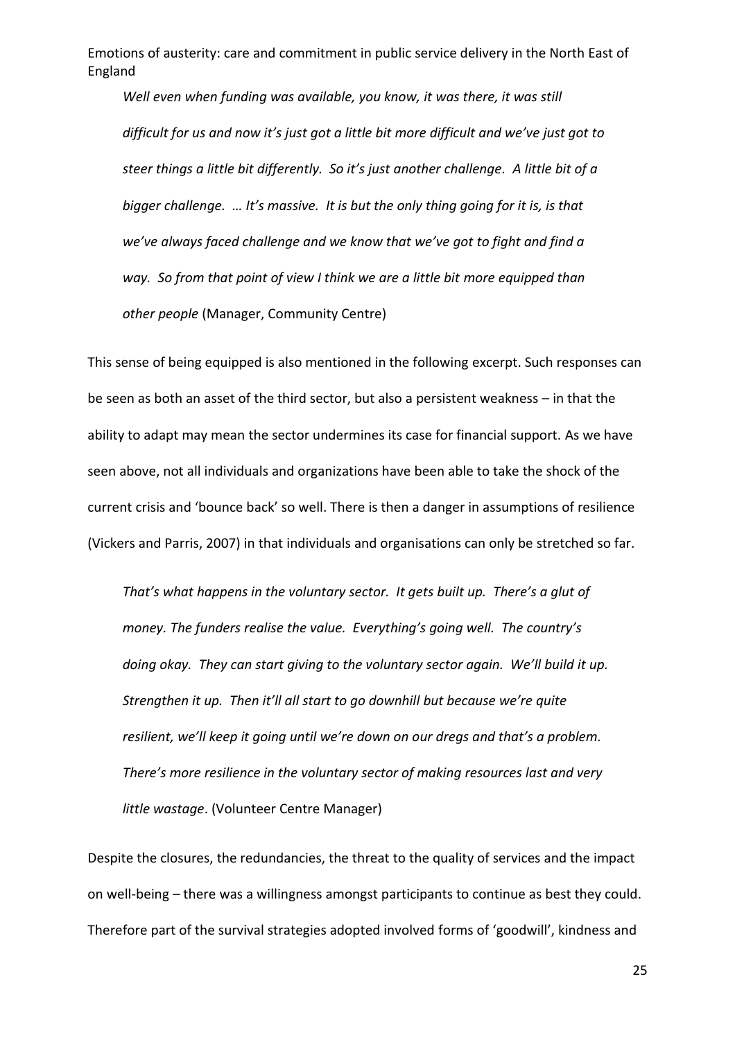*Well even when funding was available, you know, it was there, it was still difficult for us and now it's just got a little bit more difficult and we've just got to steer things a little bit differently. So it's just another challenge. A little bit of a bigger challenge. … It's massive. It is but the only thing going for it is, is that we've always faced challenge and we know that we've got to fight and find a way. So from that point of view I think we are a little bit more equipped than other people* (Manager, Community Centre)

This sense of being equipped is also mentioned in the following excerpt. Such responses can be seen as both an asset of the third sector, but also a persistent weakness – in that the ability to adapt may mean the sector undermines its case for financial support. As we have seen above, not all individuals and organizations have been able to take the shock of the current crisis and 'bounce back' so well. There is then a danger in assumptions of resilience (Vickers and Parris, 2007) in that individuals and organisations can only be stretched so far.

*That's what happens in the voluntary sector. It gets built up. There's a glut of money. The funders realise the value. Everything's going well. The country's doing okay. They can start giving to the voluntary sector again. We'll build it up. Strengthen it up. Then it'll all start to go downhill but because we're quite resilient, we'll keep it going until we're down on our dregs and that's a problem. There's more resilience in the voluntary sector of making resources last and very little wastage*. (Volunteer Centre Manager)

Despite the closures, the redundancies, the threat to the quality of services and the impact on well-being – there was a willingness amongst participants to continue as best they could. Therefore part of the survival strategies adopted involved forms of 'goodwill', kindness and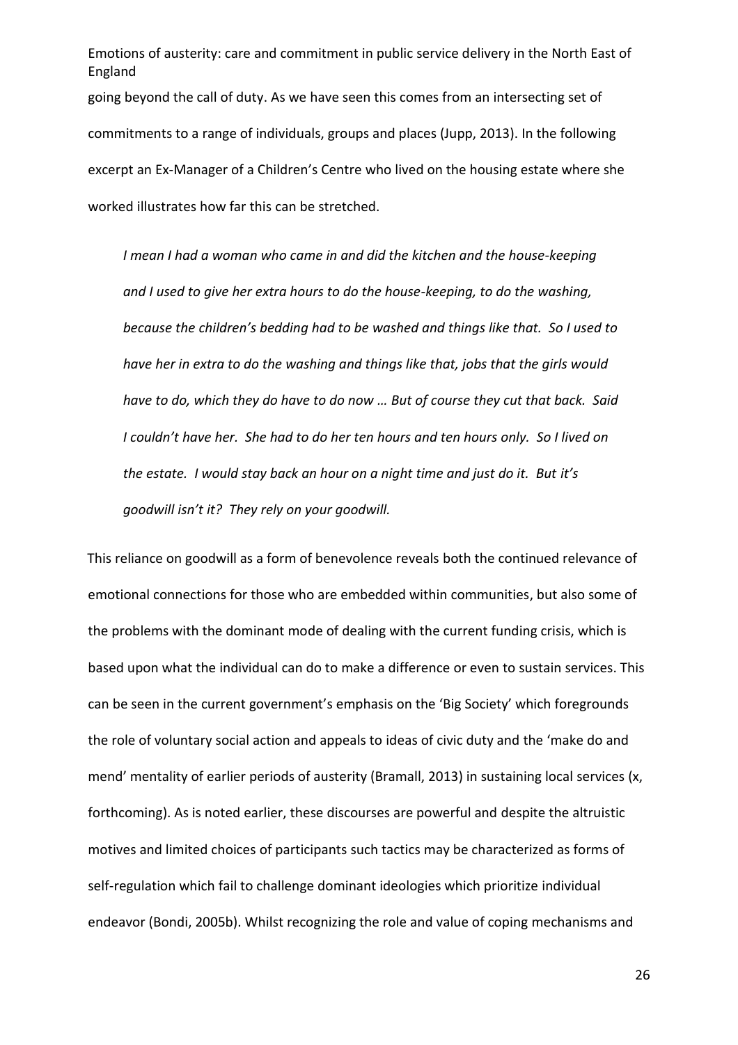going beyond the call of duty. As we have seen this comes from an intersecting set of commitments to a range of individuals, groups and places (Jupp, 2013). In the following excerpt an Ex-Manager of a Children's Centre who lived on the housing estate where she worked illustrates how far this can be stretched.

> *I mean I had a woman who came in and did the kitchen and the house-keeping and I used to give her extra hours to do the house-keeping, to do the washing, because the children's bedding had to be washed and things like that. So I used to have her in extra to do the washing and things like that, jobs that the girls would have to do, which they do have to do now … But of course they cut that back. Said I couldn't have her. She had to do her ten hours and ten hours only. So I lived on the estate. I would stay back an hour on a night time and just do it. But it's goodwill isn't it? They rely on your goodwill.*

This reliance on goodwill as a form of benevolence reveals both the continued relevance of emotional connections for those who are embedded within communities, but also some of the problems with the dominant mode of dealing with the current funding crisis, which is based upon what the individual can do to make a difference or even to sustain services. This can be seen in the current government's emphasis on the 'Big Society' which foregrounds the role of voluntary social action and appeals to ideas of civic duty and the 'make do and mend' mentality of earlier periods of austerity (Bramall, 2013) in sustaining local services (x, forthcoming). As is noted earlier, these discourses are powerful and despite the altruistic motives and limited choices of participants such tactics may be characterized as forms of self-regulation which fail to challenge dominant ideologies which prioritize individual endeavor (Bondi, 2005b). Whilst recognizing the role and value of coping mechanisms and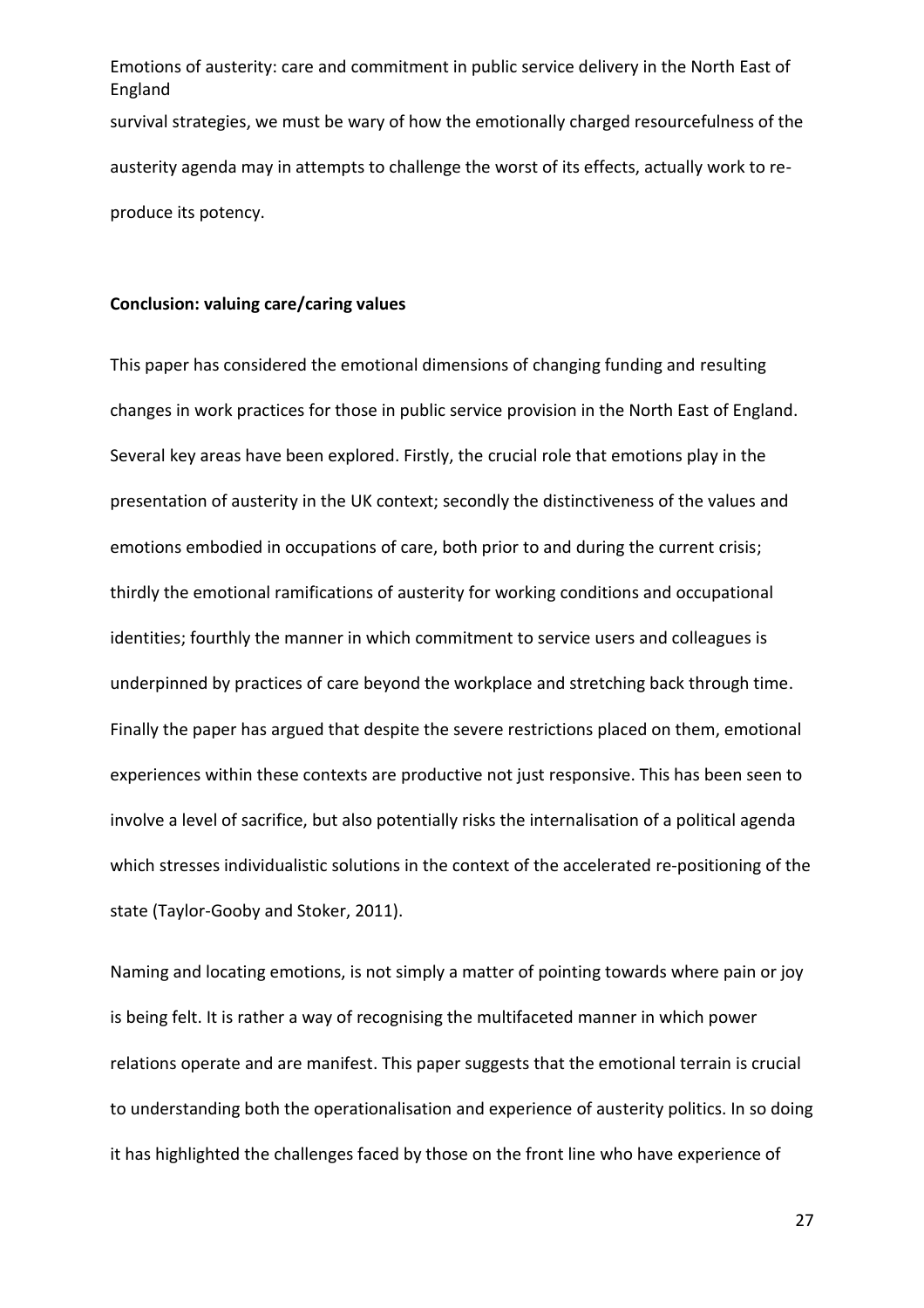survival strategies, we must be wary of how the emotionally charged resourcefulness of the austerity agenda may in attempts to challenge the worst of its effects, actually work to re-produce its potency.

**Conclusion: valuing care/caring values**

This paper has considered the emotional dimensions of changing funding and resulting changes in work practices for those in public service provision in the North East of England. Several key areas have been explored. Firstly, the crucial role that emotions play in the presentation of austerity in the UK context; secondly the distinctiveness of the values and emotions embodied in occupations of care, both prior to and during the current crisis; thirdly the emotional ramifications of austerity for working conditions and occupational identities; fourthly the manner in which commitment to service users and colleagues is underpinned by practices of care beyond the workplace and stretching back through time. Finally the paper has argued that despite the severe restrictions placed on them, emotional experiences within these contexts are productive not just responsive. This has been seen to involve a level of sacrifice, but also potentially risks the internalisation of a political agenda which stresses individualistic solutions in the context of the accelerated re-positioning of the state (Taylor-Gooby and Stoker, 2011).

Naming and locating emotions, is not simply a matter of pointing towards where pain or joy is being felt. It is rather a way of recognising the multifaceted manner in which power relations operate and are manifest. This paper suggests that the emotional terrain is crucial to understanding both the operationalisation and experience of austerity politics. In so doing it has highlighted the challenges faced by those on the front line who have experience of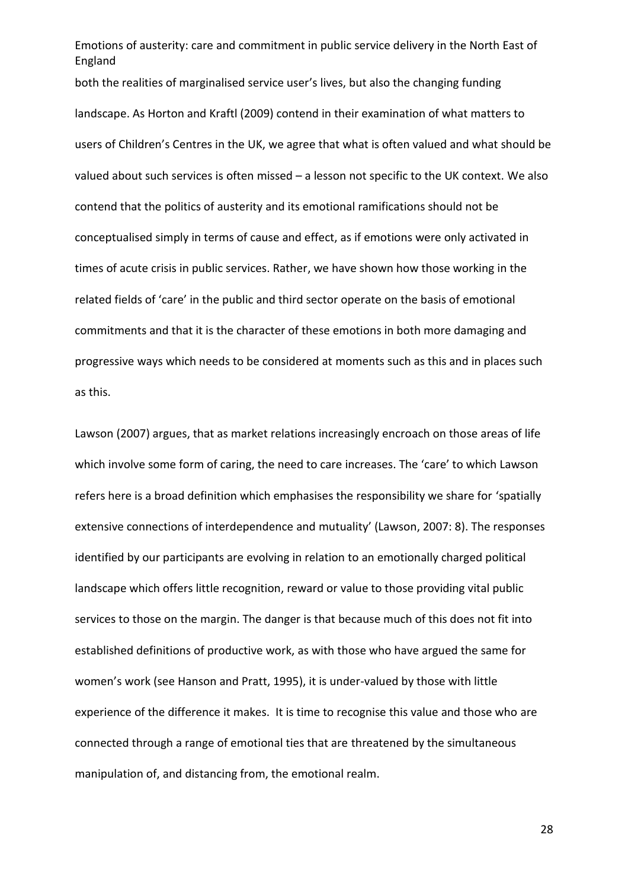both the realities of marginalised service user's lives, but also the changing funding landscape. As Horton and Kraftl (2009) contend in their examination of what matters to users of Children's Centres in the UK, we agree that what is often valued and what should be valued about such services is often missed – a lesson not specific to the UK context. We also contend that the politics of austerity and its emotional ramifications should not be conceptualised simply in terms of cause and effect, as if emotions were only activated in times of acute crisis in public services. Rather, we have shown how those working in the related fields of 'care' in the public and third sector operate on the basis of emotional commitments and that it is the character of these emotions in both more damaging and progressive ways which needs to be considered at moments such as this and in places such as this.

Lawson (2007) argues, that as market relations increasingly encroach on those areas of life which involve some form of caring, the need to care increases. The 'care' to which Lawson refers here is a broad definition which emphasises the responsibility we share for 'spatially extensive connections of interdependence and mutuality' (Lawson, 2007: 8). The responses identified by our participants are evolving in relation to an emotionally charged political landscape which offers little recognition, reward or value to those providing vital public services to those on the margin. The danger is that because much of this does not fit into established definitions of productive work, as with those who have argued the same for women's work (see Hanson and Pratt, 1995), it is under-valued by those with little experience of the difference it makes. It is time to recognise this value and those who are connected through a range of emotional ties that are threatened by the simultaneous manipulation of, and distancing from, the emotional realm.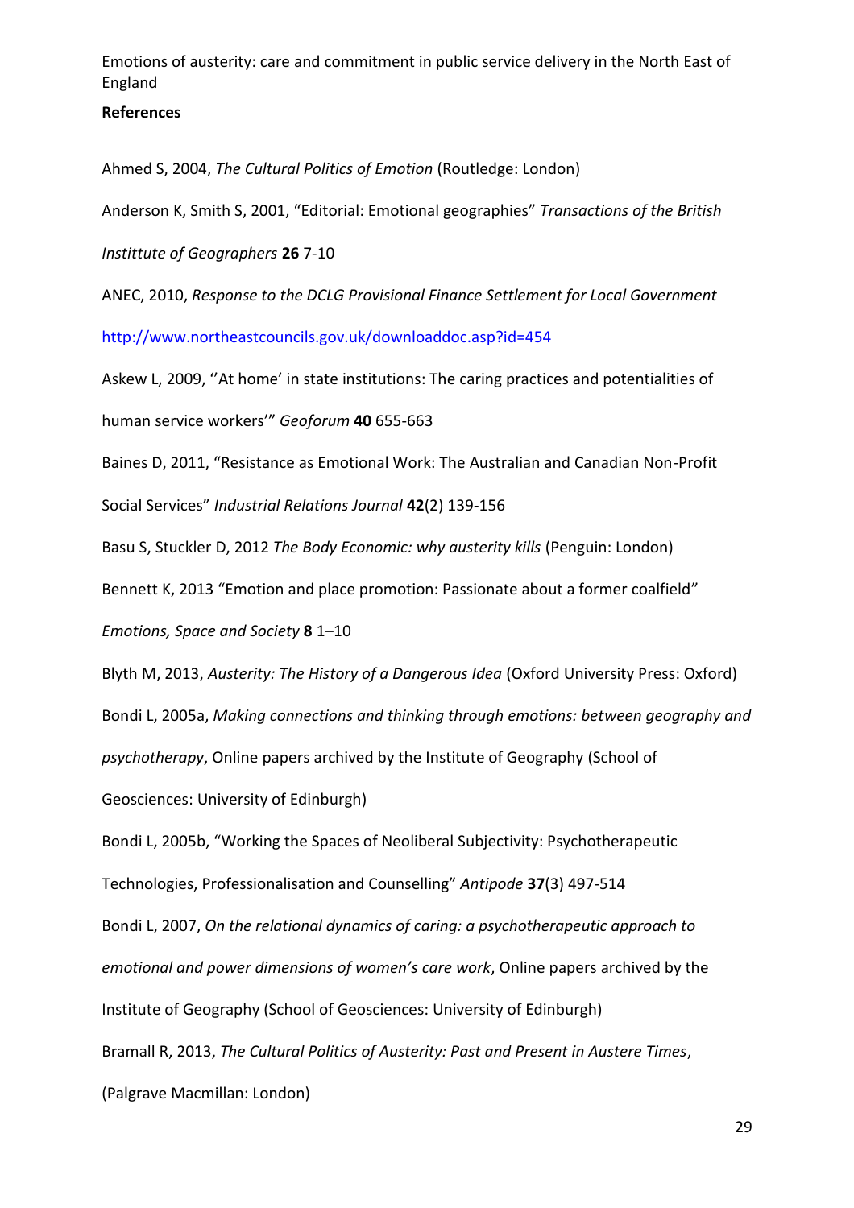## References

Ahmed S, 2004, *The Cultural Politics of Emotion* (Routledge: London)

Anderson K, Smith S, 2001, "Editorial: Emotional geographies" *Transactions of the British Instittute of Geographers* **26** 7-10

ANEC, 2010, *Response to the DCLG Provisional Finance Settlement for Local Government* http://www.northeastcouncils.gov.uk/downloaddoc.asp?id=454

Askew L, 2009, ''At home' in state institutions: The caring practices and potentialities of human service workers'" *Geoforum* **40** 655-663

Baines D, 2011, "Resistance as Emotional Work: The Australian and Canadian Non-Profit Social Services" *Industrial Relations Journal* **42**(2) 139-156

Basu S, Stuckler D, 2012 *The Body Economic: why austerity kills* (Penguin: London)

Bennett K, 2013 "Emotion and place promotion: Passionate about a former coalfield" *Emotions, Space and Society* **8** 1–10

Blyth M, 2013, *Austerity: The History of a Dangerous Idea* (Oxford University Press: Oxford)

Bondi L, 2005a, *Making connections and thinking through emotions: between geography and psychotherapy*, Online papers archived by the Institute of Geography (School of Geosciences: University of Edinburgh)

Bondi L, 2005b, "Working the Spaces of Neoliberal Subjectivity: Psychotherapeutic Technologies, Professionalisation and Counselling" *Antipode* **37**(3) 497-514

Bondi L, 2007, *On the relational dynamics of caring: a psychotherapeutic approach to emotional and power dimensions of women's care work*, Online papers archived by the Institute of Geography (School of Geosciences: University of Edinburgh)

Bramall R, 2013, *The Cultural Politics of Austerity: Past and Present in Austere Times*, (Palgrave Macmillan: London)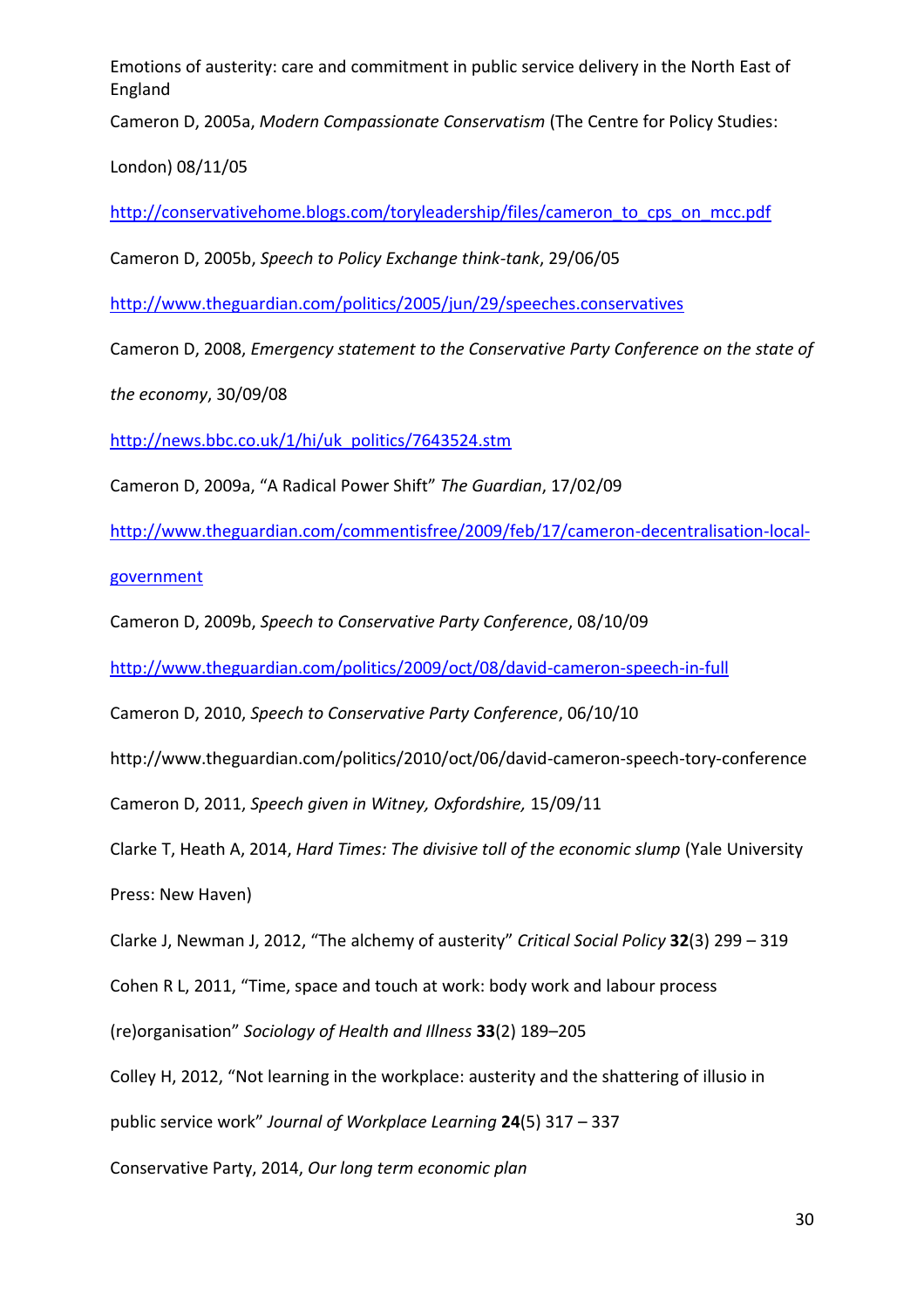Cameron D, 2005a, *Modern Compassionate Conservatism* (The Centre for Policy Studies: London) 08/11/05

http://conservativehome.blogs.com/toryleadership/files/cameron_to_cps_on_mcc.pdf

Cameron D, 2005b, *Speech to Policy Exchange think-tank*, 29/06/05

http://www.theguardian.com/politics/2005/jun/29/speeches.conservatives

Cameron D, 2008, *Emergency statement to the Conservative Party Conference on the state of the economy*, 30/09/08

http://news.bbc.co.uk/1/hi/uk_politics/7643524.stm

Cameron D, 2009a, "A Radical Power Shift" *The Guardian*, 17/02/09

http://www.theguardian.com/commentisfree/2009/feb/17/cameron-decentralisation-local-government

Cameron D, 2009b, *Speech to Conservative Party Conference*, 08/10/09

http://www.theguardian.com/politics/2009/oct/08/david-cameron-speech-in-full

Cameron D, 2010, *Speech to Conservative Party Conference*, 06/10/10

http://www.theguardian.com/politics/2010/oct/06/david-cameron-speech-tory-conference

Cameron D, 2011, *Speech given in Witney, Oxfordshire,* 15/09/11

Clarke T, Heath A, 2014, *Hard Times: The divisive toll of the economic slump* (Yale University Press: New Haven)

Clarke J, Newman J, 2012, "The alchemy of austerity" *Critical Social Policy* **32**(3) 299 – 319

Cohen R L, 2011, "Time, space and touch at work: body work and labour process (re)organisation" *Sociology of Health and Illness* **33**(2) 189–205

Colley H, 2012, "Not learning in the workplace: austerity and the shattering of illusio in public service work" *Journal of Workplace Learning* **24**(5) 317 – 337

Conservative Party, 2014, *Our long term economic plan*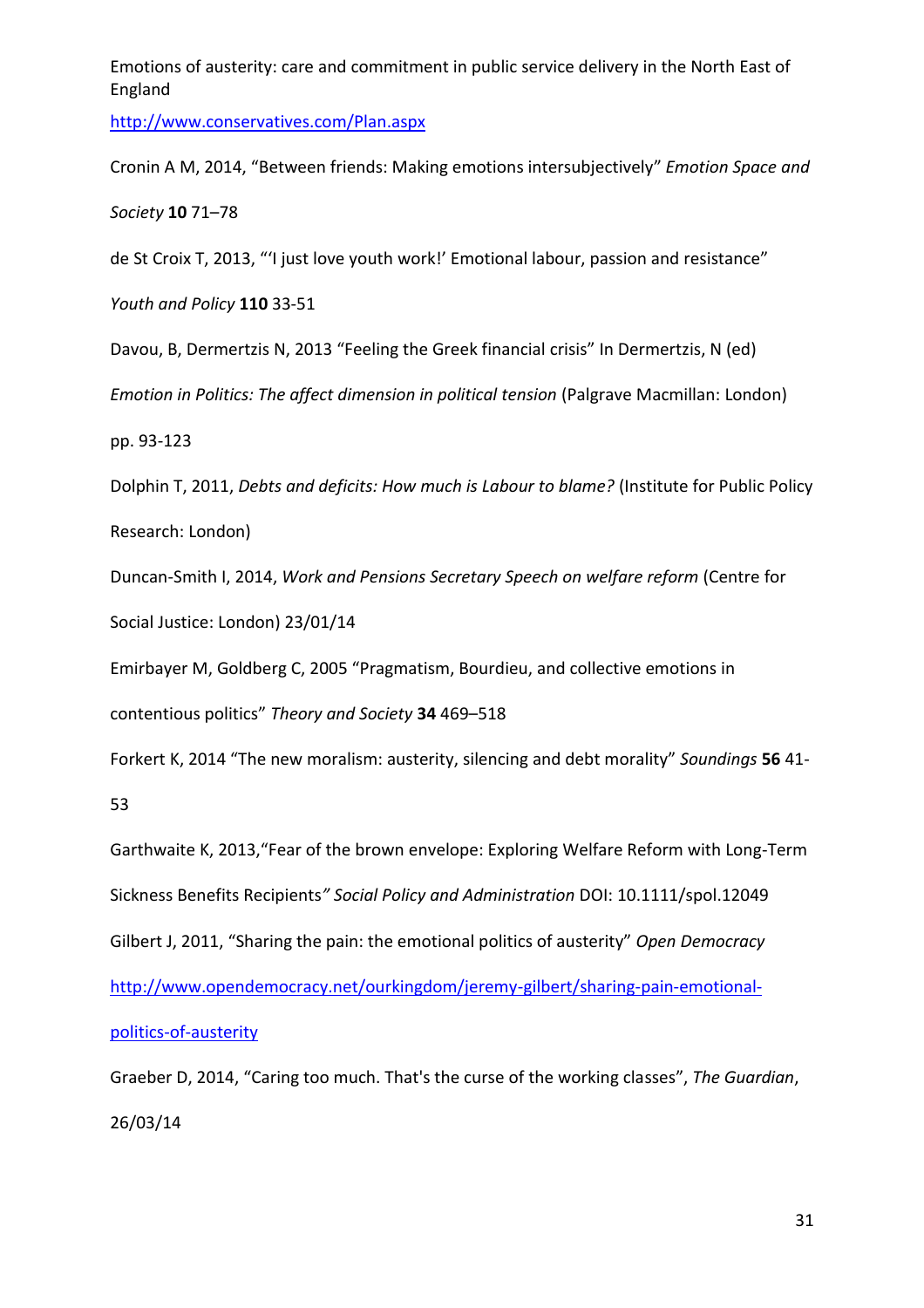http://www.conservatives.com/Plan.aspx

Cronin A M, 2014, "Between friends: Making emotions intersubjectively" *Emotion Space and Society* **10** 71–78

de St Croix T, 2013, "'I just love youth work!' Emotional labour, passion and resistance" *Youth and Policy* **110** 33-51

Davou, B, Dermertzis N, 2013 "Feeling the Greek financial crisis" In Dermertzis, N (ed) *Emotion in Politics: The affect dimension in political tension* (Palgrave Macmillan: London) pp. 93-123

Dolphin T, 2011, *Debts and deficits: How much is Labour to blame?* (Institute for Public Policy Research: London)

Duncan-Smith I, 2014, *Work and Pensions Secretary Speech on welfare reform* (Centre for Social Justice: London) 23/01/14

Emirbayer M, Goldberg C, 2005 "Pragmatism, Bourdieu, and collective emotions in contentious politics" *Theory and Society* **34** 469–518

Forkert K, 2014 "The new moralism: austerity, silencing and debt morality" *Soundings* **56** 41-53

Garthwaite K, 2013,"Fear of the brown envelope: Exploring Welfare Reform with Long-Term Sickness Benefits Recipients" *Social Policy and Administration* DOI: 10.1111/spol.12049

Gilbert J, 2011, "Sharing the pain: the emotional politics of austerity" *Open Democracy* http://www.opendemocracy.net/ourkingdom/jeremy-gilbert/sharing-pain-emotional-politics-of-austerity

Graeber D, 2014, "Caring too much. That's the curse of the working classes", *The Guardian*, 26/03/14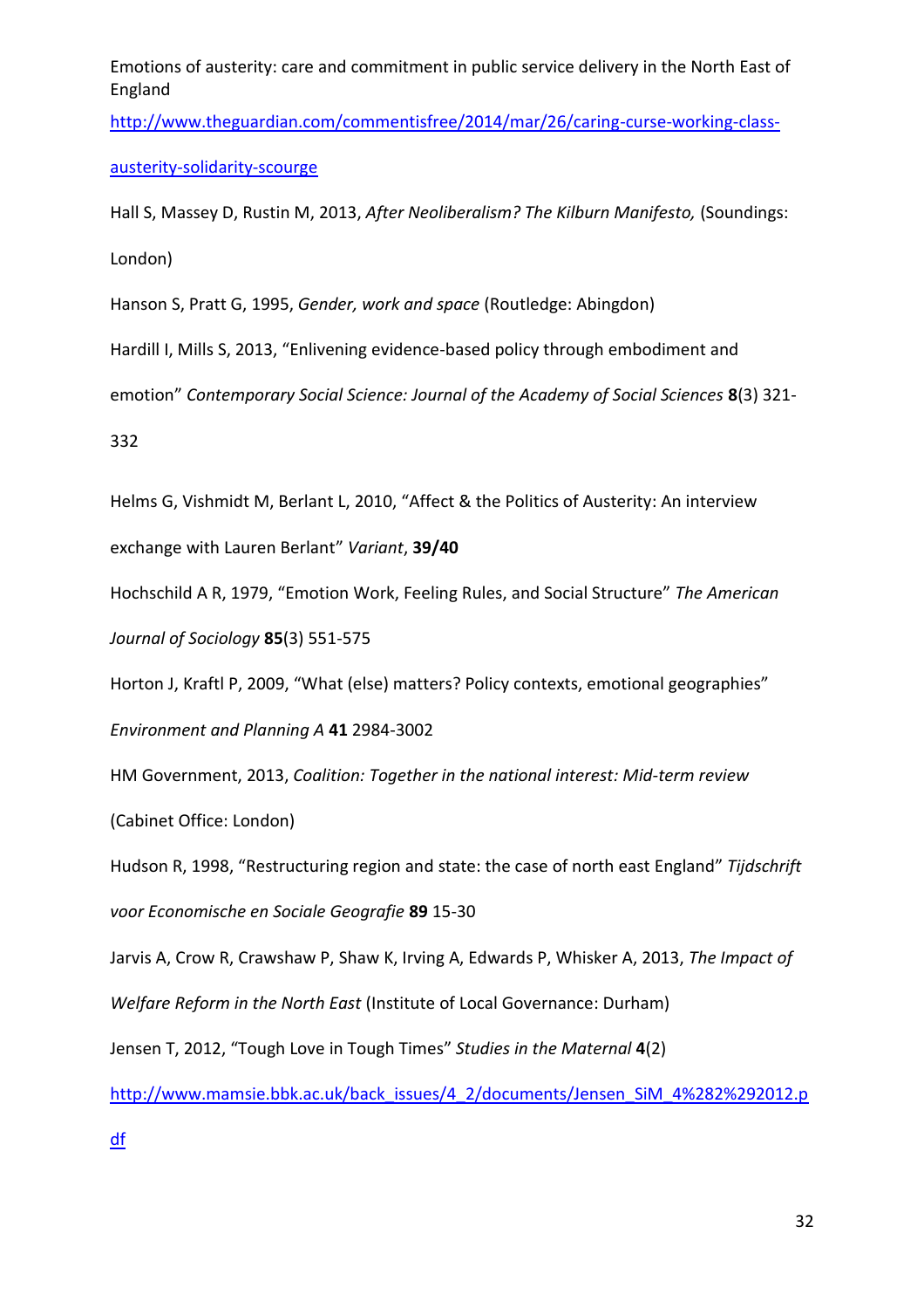Emotions of austerity: care and commitment in public service delivery in the North East of England

http://www.theguardian.com/commentisfree/2014/mar/26/caring-curse-working-class-austerity-solidarity-scourge

Hall S, Massey D, Rustin M, 2013, *After Neoliberalism? The Kilburn Manifesto,* (Soundings: London)

Hanson S, Pratt G, 1995, *Gender, work and space* (Routledge: Abingdon)

Hardill I, Mills S, 2013, "Enlivening evidence-based policy through embodiment and emotion" *Contemporary Social Science: Journal of the Academy of Social Sciences* **8**(3) 321-332

Helms G, Vishmidt M, Berlant L, 2010, "Affect & the Politics of Austerity: An interview exchange with Lauren Berlant" *Variant*, **39/40**

Hochschild A R, 1979, "Emotion Work, Feeling Rules, and Social Structure" *The American Journal of Sociology* **85**(3) 551-575

Horton J, Kraftl P, 2009, "What (else) matters? Policy contexts, emotional geographies" *Environment and Planning A* **41** 2984-3002

HM Government, 2013, *Coalition: Together in the national interest: Mid-term review* (Cabinet Office: London)

Hudson R, 1998, "Restructuring region and state: the case of north east England" *Tijdschrift voor Economische en Sociale Geografie* **89** 15-30

Jarvis A, Crow R, Crawshaw P, Shaw K, Irving A, Edwards P, Whisker A, 2013, *The Impact of Welfare Reform in the North East* (Institute of Local Governance: Durham)

Jensen T, 2012, "Tough Love in Tough Times" *Studies in the Maternal* **4**(2) http://www.mamsie.bbk.ac.uk/back_issues/4_2/documents/Jensen_SiM_4%282%292012.pdf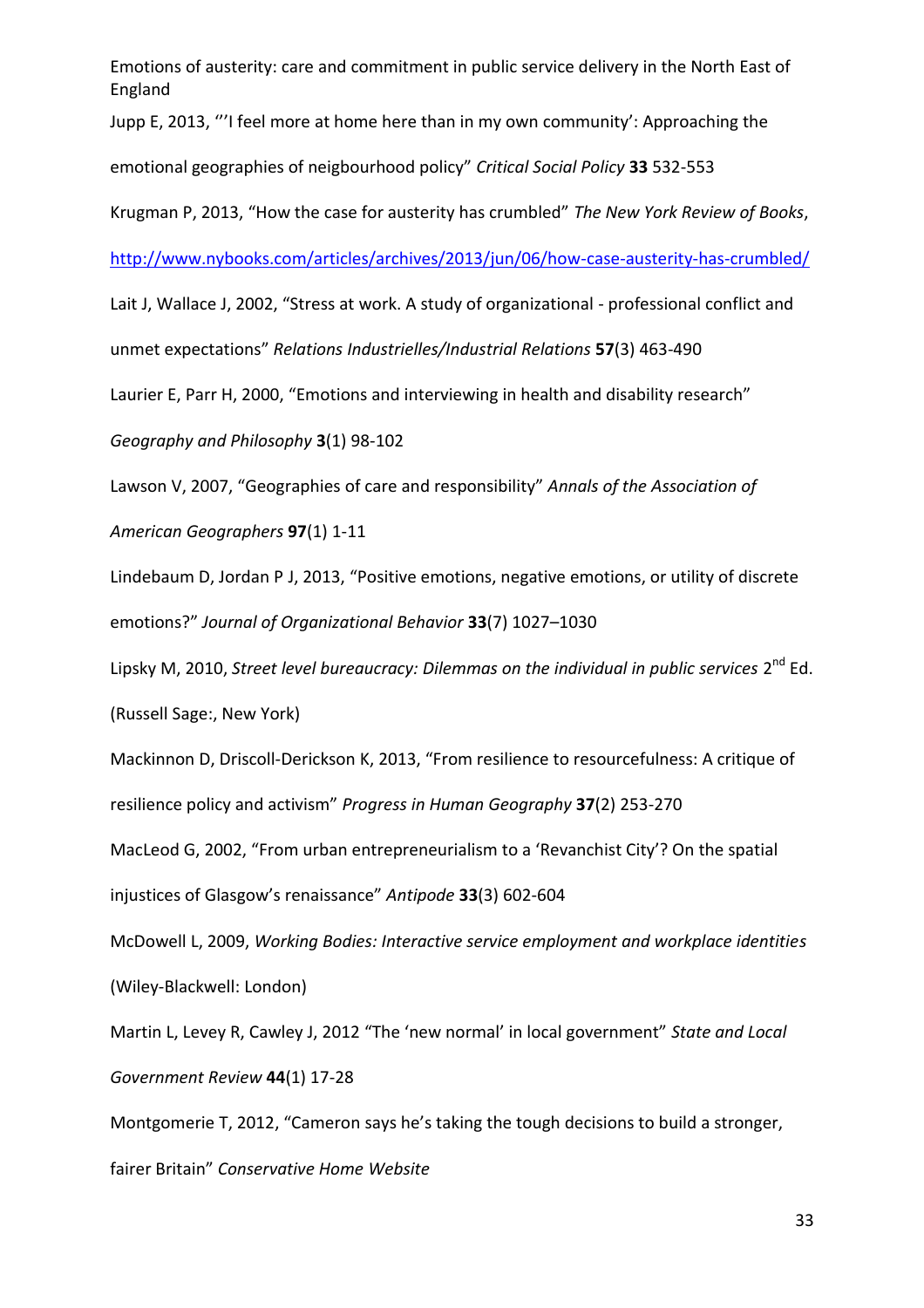Jupp E, 2013, "'I feel more at home here than in my own community': Approaching the emotional geographies of neigbourhood policy" *Critical Social Policy* **33** 532-553

Krugman P, 2013, "How the case for austerity has crumbled" *The New York Review of Books*, http://www.nybooks.com/articles/archives/2013/jun/06/how-case-austerity-has-crumbled/

Lait J, Wallace J, 2002, "Stress at work. A study of organizational - professional conflict and unmet expectations" *Relations Industrielles/Industrial Relations* **57**(3) 463-490

Laurier E, Parr H, 2000, "Emotions and interviewing in health and disability research" *Geography and Philosophy* **3**(1) 98-102

Lawson V, 2007, "Geographies of care and responsibility" *Annals of the Association of American Geographers* **97**(1) 1-11

Lindebaum D, Jordan P J, 2013, "Positive emotions, negative emotions, or utility of discrete emotions?" *Journal of Organizational Behavior* **33**(7) 1027–1030

Lipsky M, 2010, *Street level bureaucracy: Dilemmas on the individual in public services* 2nd Ed. (Russell Sage:, New York)

Mackinnon D, Driscoll-Derickson K, 2013, "From resilience to resourcefulness: A critique of resilience policy and activism" *Progress in Human Geography* **37**(2) 253-270

MacLeod G, 2002, "From urban entrepreneurialism to a 'Revanchist City'? On the spatial injustices of Glasgow's renaissance" *Antipode* **33**(3) 602-604

McDowell L, 2009, *Working Bodies: Interactive service employment and workplace identities* (Wiley-Blackwell: London)

Martin L, Levey R, Cawley J, 2012 "The 'new normal' in local government" *State and Local Government Review* **44**(1) 17-28

Montgomerie T, 2012, "Cameron says he's taking the tough decisions to build a stronger, fairer Britain" *Conservative Home Website*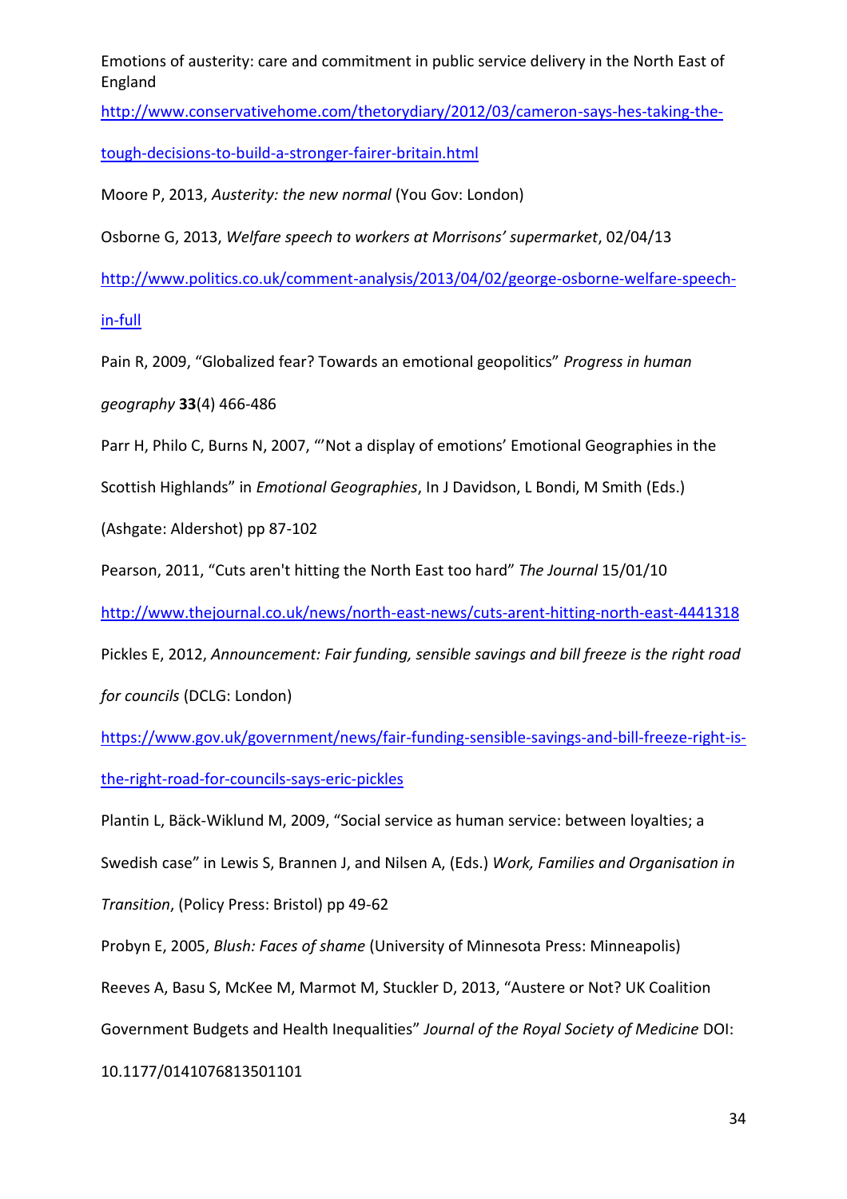http://www.conservativehome.com/thetorydiary/2012/03/cameron-says-hes-taking-the-tough-decisions-to-build-a-stronger-fairer-britain.html

Moore P, 2013, *Austerity: the new normal* (You Gov: London)

Osborne G, 2013, *Welfare speech to workers at Morrisons' supermarket*, 02/04/13 http://www.politics.co.uk/comment-analysis/2013/04/02/george-osborne-welfare-speech-in-full

Pain R, 2009, "Globalized fear? Towards an emotional geopolitics" *Progress in human geography* **33**(4) 466-486

Parr H, Philo C, Burns N, 2007, "'Not a display of emotions' Emotional Geographies in the Scottish Highlands" in *Emotional Geographies*, In J Davidson, L Bondi, M Smith (Eds.) (Ashgate: Aldershot) pp 87-102

Pearson, 2011, "Cuts aren't hitting the North East too hard" *The Journal* 15/01/10 http://www.thejournal.co.uk/news/north-east-news/cuts-arent-hitting-north-east-4441318

Pickles E, 2012, *Announcement: Fair funding, sensible savings and bill freeze is the right road for councils* (DCLG: London) https://www.gov.uk/government/news/fair-funding-sensible-savings-and-bill-freeze-right-is-the-right-road-for-councils-says-eric-pickles

Plantin L, Bäck-Wiklund M, 2009, "Social service as human service: between loyalties; a Swedish case" in Lewis S, Brannen J, and Nilsen A, (Eds.) *Work, Families and Organisation in Transition*, (Policy Press: Bristol) pp 49-62

Probyn E, 2005, *Blush: Faces of shame* (University of Minnesota Press: Minneapolis)

Reeves A, Basu S, McKee M, Marmot M, Stuckler D, 2013, "Austere or Not? UK Coalition Government Budgets and Health Inequalities" *Journal of the Royal Society of Medicine* DOI: 10.1177/0141076813501101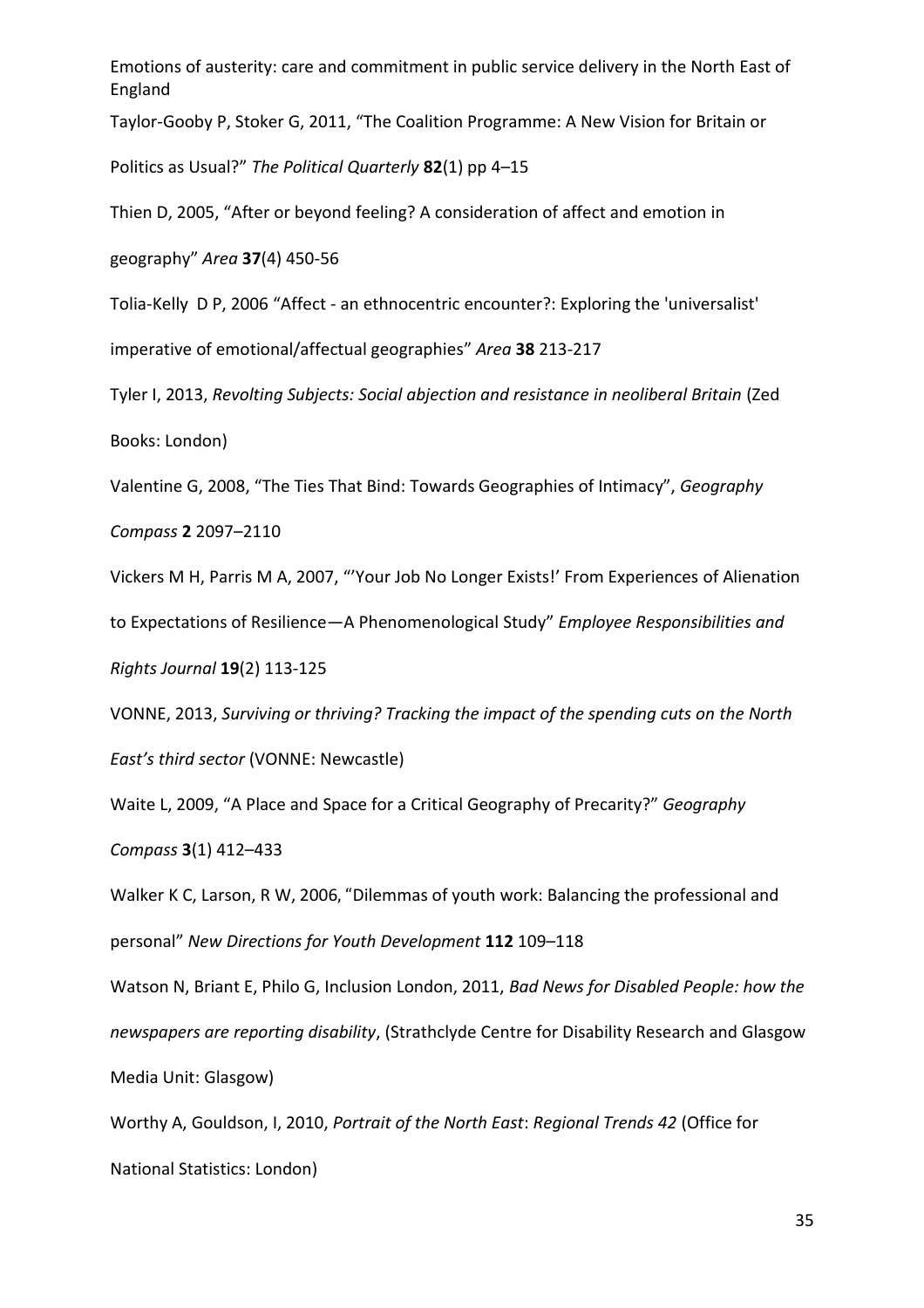Taylor-Gooby P, Stoker G, 2011, “The Coalition Programme: A New Vision for Britain or Politics as Usual?” *The Political Quarterly* **82**(1) pp 4–15

Thien D, 2005, “After or beyond feeling? A consideration of affect and emotion in geography” *Area* **37**(4) 450-56

Tolia-Kelly D P, 2006 “Affect - an ethnocentric encounter?: Exploring the 'universalist' imperative of emotional/affectual geographies” *Area* **38** 213-217

Tyler I, 2013, *Revolting Subjects: Social abjection and resistance in neoliberal Britain* (Zed Books: London)

Valentine G, 2008, “The Ties That Bind: Towards Geographies of Intimacy”, *Geography Compass* **2** 2097–2110

Vickers M H, Parris M A, 2007, “’Your Job No Longer Exists!’ From Experiences of Alienation to Expectations of Resilience—A Phenomenological Study” *Employee Responsibilities and Rights Journal* **19**(2) 113-125

VONNE, 2013, *Surviving or thriving? Tracking the impact of the spending cuts on the North East’s third sector* (VONNE: Newcastle)

Waite L, 2009, “A Place and Space for a Critical Geography of Precarity?” *Geography Compass* **3**(1) 412–433

Walker K C, Larson, R W, 2006, “Dilemmas of youth work: Balancing the professional and personal” *New Directions for Youth Development* **112** 109–118

Watson N, Briant E, Philo G, Inclusion London, 2011, *Bad News for Disabled People: how the newspapers are reporting disability*, (Strathclyde Centre for Disability Research and Glasgow Media Unit: Glasgow)

Worthy A, Gouldson, I, 2010, *Portrait of the North East*: *Regional Trends 42* (Office for National Statistics: London)